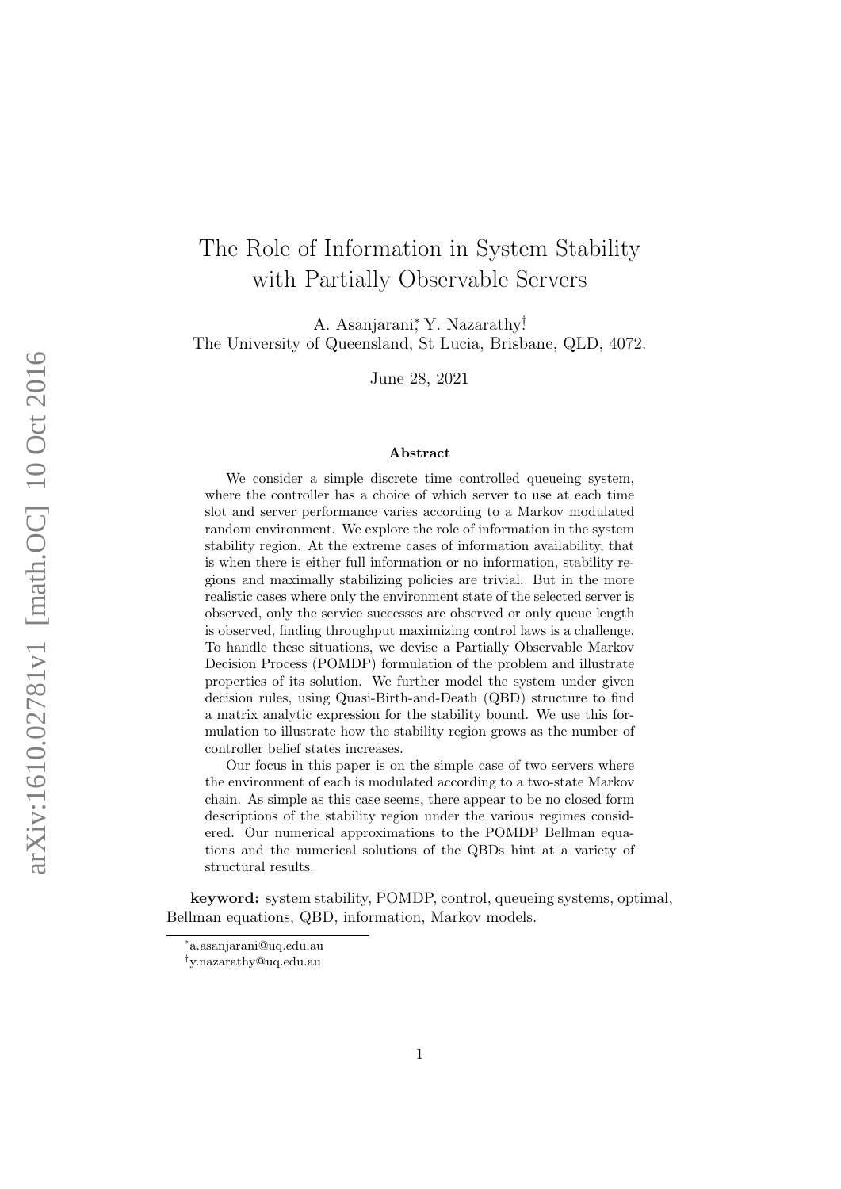# The Role of Information in System Stability with Partially Observable Servers

A. Asanjarani[*], Y. Nazarathy[†]

The University of Queensland, St Lucia, Brisbane, QLD, 4072.

June 28, 2021

## Abstract

We consider a simple discrete time controlled queueing system, where the controller has a choice of which server to use at each time slot and server performance varies according to a Markov modulated random environment. We explore the role of information in the system stability region. At the extreme cases of information availability, that is when there is either full information or no information, stability regions and maximally stabilizing policies are trivial. But in the more realistic cases where only the environment state of the selected server is observed, only the service successes are observed or only queue length is observed, finding throughput maximizing control laws is a challenge. To handle these situations, we devise a Partially Observable Markov Decision Process (POMDP) formulation of the problem and illustrate properties of its solution. We further model the system under given decision rules, using Quasi-Birth-and-Death (QBD) structure to find a matrix analytic expression for the stability bound. We use this formulation to illustrate how the stability region grows as the number of controller belief states increases.

Our focus in this paper is on the simple case of two servers where the environment of each is modulated according to a two-state Markov chain. As simple as this case seems, there appear to be no closed form descriptions of the stability region under the various regimes considered. Our numerical approximations to the POMDP Bellman equations and the numerical solutions of the QBDs hint at a variety of structural results.

**keyword:** system stability, POMDP, control, queueing systems, optimal, Bellman equations, QBD, information, Markov models.

[*] a.asanjarani@uq.edu.au

[†] y.nazarathy@uq.edu.au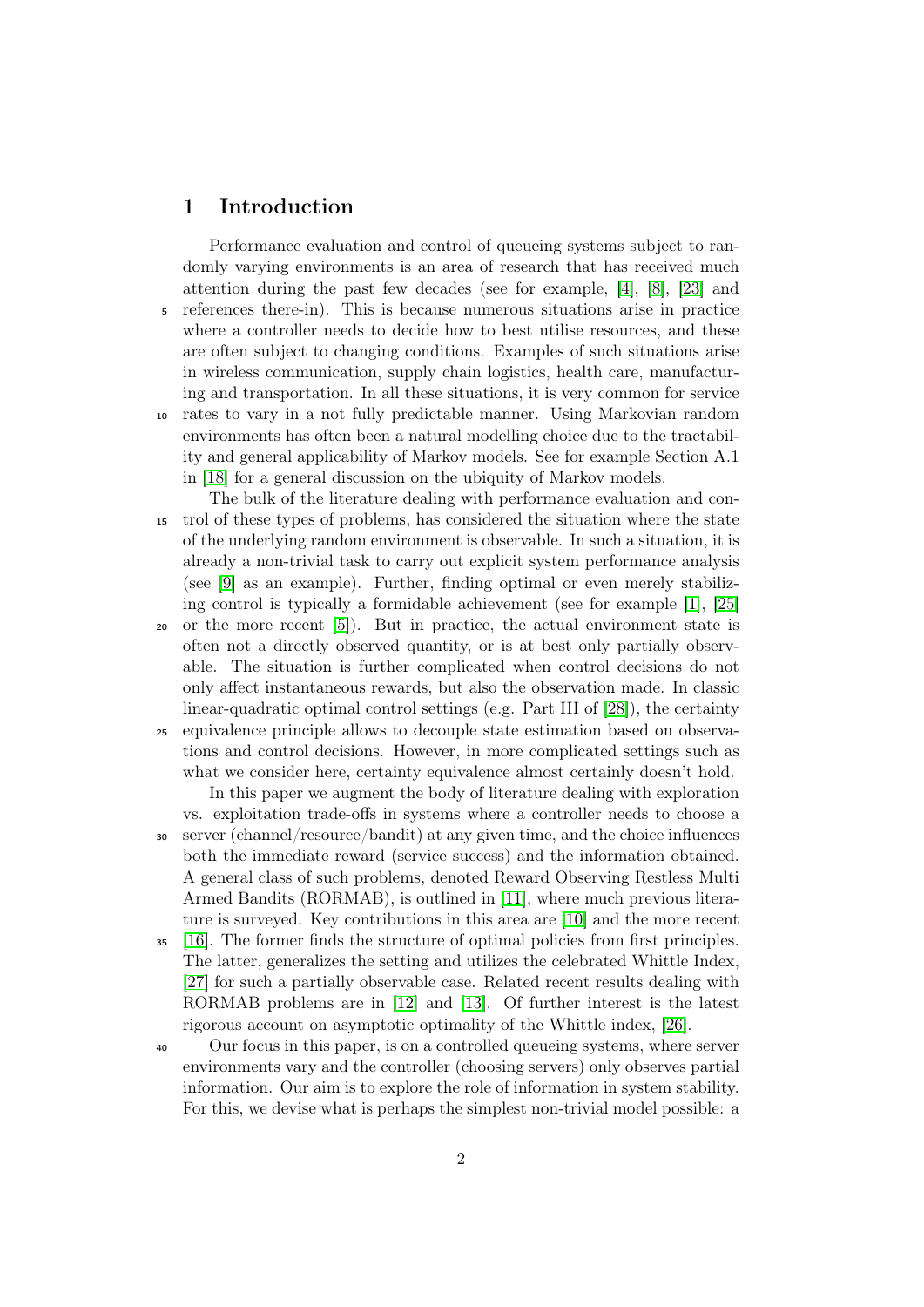# 1 Introduction

Performance evaluation and control of queueing systems subject to randomly varying environments is an area of research that has received much attention during the past few decades (see for example, [4], [8], [23] and references there-in). This is because numerous situations arise in practice where a controller needs to decide how to best utilise resources, and these are often subject to changing conditions. Examples of such situations arise in wireless communication, supply chain logistics, health care, manufacturing and transportation. In all these situations, it is very common for service rates to vary in a not fully predictable manner. Using Markovian random environments has often been a natural modelling choice due to the tractability and general applicability of Markov models. See for example Section A.1 in [18] for a general discussion on the ubiquity of Markov models.

The bulk of the literature dealing with performance evaluation and control of these types of problems, has considered the situation where the state of the underlying random environment is observable. In such a situation, it is already a non-trivial task to carry out explicit system performance analysis (see [9] as an example). Further, finding optimal or even merely stabilizing control is typically a formidable achievement (see for example [1], [25] or the more recent [5]). But in practice, the actual environment state is often not a directly observed quantity, or is at best only partially observable. The situation is further complicated when control decisions do not only affect instantaneous rewards, but also the observation made. In classic linear-quadratic optimal control settings (e.g. Part III of [28]), the certainty equivalence principle allows to decouple state estimation based on observations and control decisions. However, in more complicated settings such as what we consider here, certainty equivalence almost certainly doesn't hold.

In this paper we augment the body of literature dealing with exploration vs. exploitation trade-offs in systems where a controller needs to choose a server (channel/resource/bandit) at any given time, and the choice influences both the immediate reward (service success) and the information obtained. A general class of such problems, denoted Reward Observing Restless Multi Armed Bandits (RORMAB), is outlined in [11], where much previous literature is surveyed. Key contributions in this area are [10] and the more recent [16]. The former finds the structure of optimal policies from first principles. The latter, generalizes the setting and utilizes the celebrated Whittle Index, [27] for such a partially observable case. Related recent results dealing with RORMAB problems are in [12] and [13]. Of further interest is the latest rigorous account on asymptotic optimality of the Whittle index, [26].

Our focus in this paper, is on a controlled queueing systems, where server environments vary and the controller (choosing servers) only observes partial information. Our aim is to explore the role of information in system stability. For this, we devise what is perhaps the simplest non-trivial model possible: a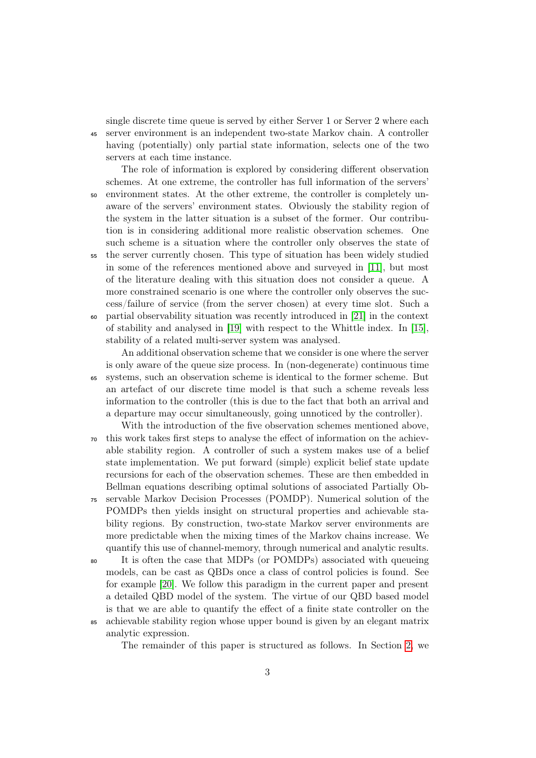single discrete time queue is served by either Server 1 or Server 2 where each server environment is an independent two-state Markov chain. A controller having (potentially) only partial state information, selects one of the two servers at each time instance.

The role of information is explored by considering different observation schemes. At one extreme, the controller has full information of the servers' environment states. At the other extreme, the controller is completely unaware of the servers' environment states. Obviously the stability region of the system in the latter situation is a subset of the former. Our contribution is in considering additional more realistic observation schemes. One such scheme is a situation where the controller only observes the state of the server currently chosen. This type of situation has been widely studied in some of the references mentioned above and surveyed in [11], but most of the literature dealing with this situation does not consider a queue. A more constrained scenario is one where the controller only observes the success/failure of service (from the server chosen) at every time slot. Such a partial observability situation was recently introduced in [21] in the context of stability and analysed in [19] with respect to the Whittle index. In [15], stability of a related multi-server system was analysed.

An additional observation scheme that we consider is one where the server is only aware of the queue size process. In (non-degenerate) continuous time systems, such an observation scheme is identical to the former scheme. But an artefact of our discrete time model is that such a scheme reveals less information to the controller (this is due to the fact that both an arrival and a departure may occur simultaneously, going unnoticed by the controller).

With the introduction of the five observation schemes mentioned above, this work takes first steps to analyse the effect of information on the achievable stability region. A controller of such a system makes use of a belief state implementation. We put forward (simple) explicit belief state update recursions for each of the observation schemes. These are then embedded in Bellman equations describing optimal solutions of associated Partially Observable Markov Decision Processes (POMDP). Numerical solution of the POMDPs then yields insight on structural properties and achievable stability regions. By construction, two-state Markov server environments are more predictable when the mixing times of the Markov chains increase. We quantify this use of channel-memory, through numerical and analytic results.

It is often the case that MDPs (or POMDPs) associated with queueing models, can be cast as QBDs once a class of control policies is found. See for example [20]. We follow this paradigm in the current paper and present a detailed QBD model of the system. The virtue of our QBD based model is that we are able to quantify the effect of a finite state controller on the achievable stability region whose upper bound is given by an elegant matrix analytic expression.

The remainder of this paper is structured as follows. In Section 2, we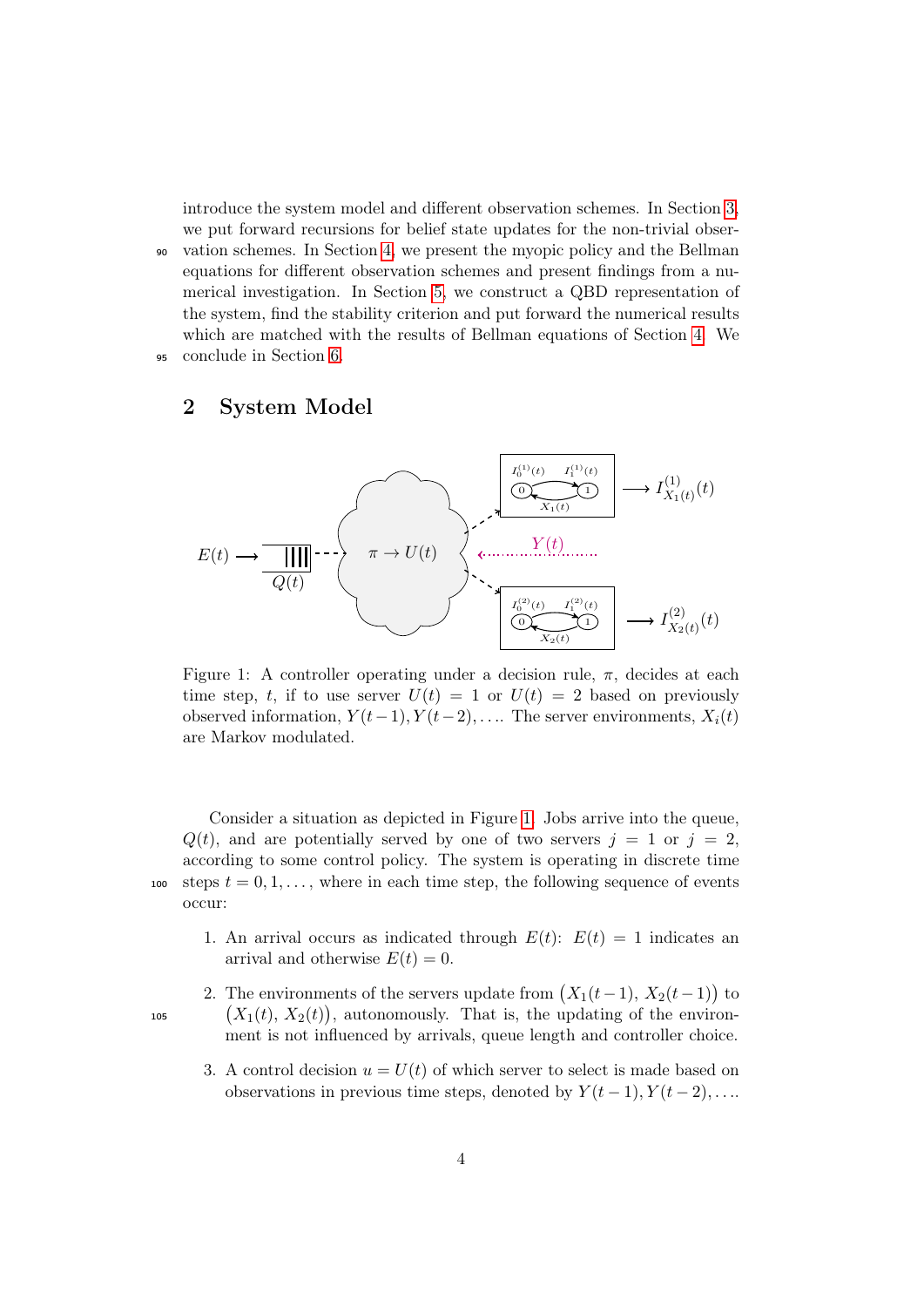introduce the system model and different observation schemes. In Section 3, we put forward recursions for belief state updates for the non-trivial observation schemes. In Section 4, we present the myopic policy and the Bellman equations for different observation schemes and present findings from a numerical investigation. In Section 5, we construct a QBD representation of the system, find the stability criterion and put forward the numerical results which are matched with the results of Bellman equations of Section 4. We conclude in Section 6.

## 2 System Model

Figure 1: A controller operating under a decision rule, $\pi$, decides at each time step, $t$, if to use server $U(t) = 1$ or $U(t) = 2$ based on previously observed information, $Y(t-1), Y(t-2), \ldots$. The server environments, $X_i(t)$ are Markov modulated.

Consider a situation as depicted in Figure 1. Jobs arrive into the queue, $Q(t)$, and are potentially served by one of two servers $j = 1$ or $j = 2$, according to some control policy. The system is operating in discrete time steps $t = 0, 1, \ldots$, where in each time step, the following sequence of events occur:

1. An arrival occurs as indicated through $E(t)$: $E(t) = 1$ indicates an arrival and otherwise $E(t) = 0$.
2. The environments of the servers update from $\big(X_1(t-1),\, X_2(t-1)\big)$ to $\big(X_1(t),\, X_2(t)\big)$, autonomously. That is, the updating of the environment is not influenced by arrivals, queue length and controller choice.
3. A control decision $u = U(t)$ of which server to select is made based on observations in previous time steps, denoted by $Y(t-1), Y(t-2), \ldots$.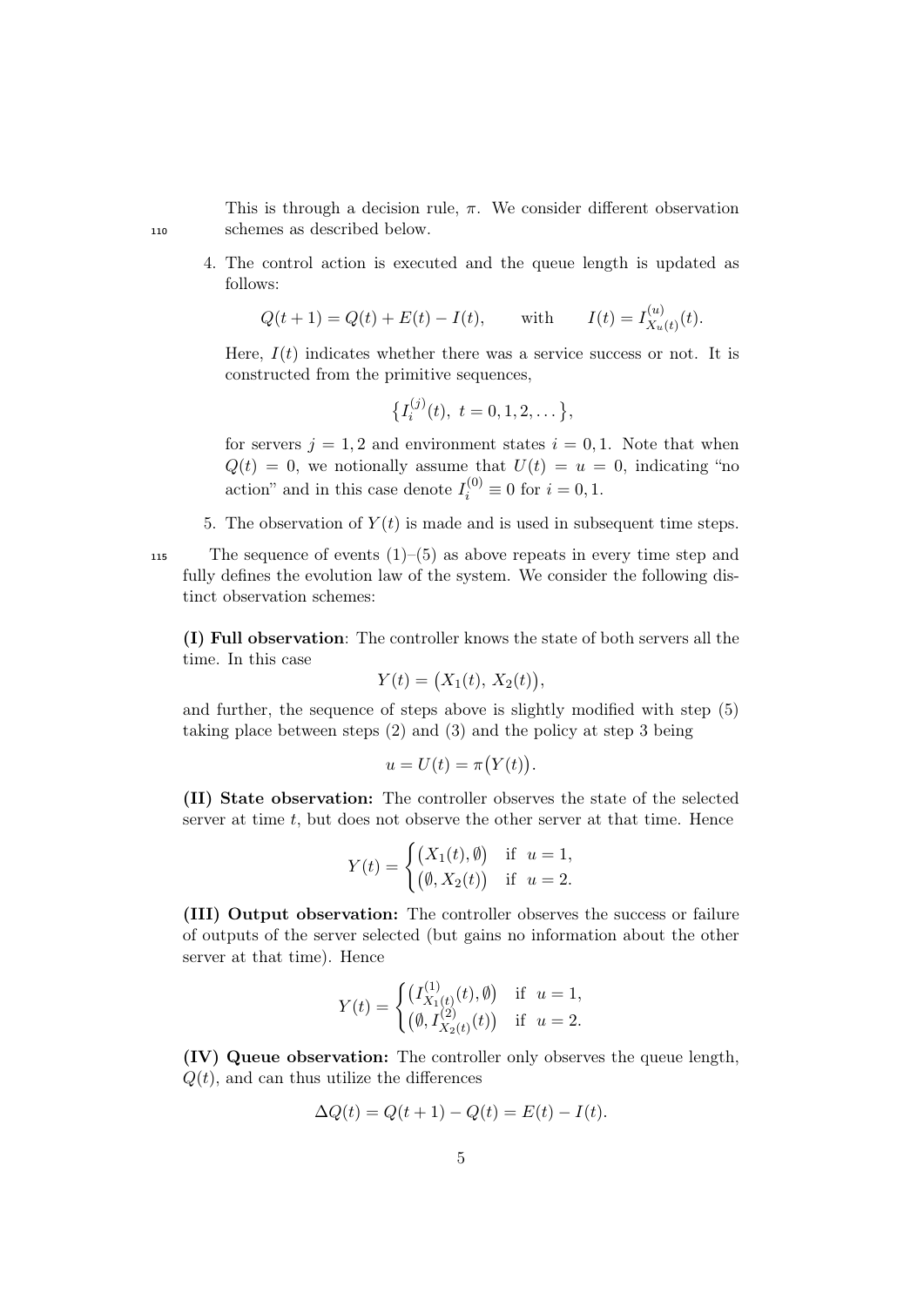This is through a decision rule, $\pi$. We consider different observation schemes as described below.

4. The control action is executed and the queue length is updated as follows:

$$Q(t+1) = Q(t) + E(t) - I(t), \qquad \text{with} \qquad I(t) = I^{(u)}_{X_u(t)}(t).$$

Here, $I(t)$ indicates whether there was a service success or not. It is constructed from the primitive sequences,

$$\big\{ I_i^{(j)}(t),\ t = 0, 1, 2, \dots \big\},$$

for servers $j = 1, 2$ and environment states $i = 0, 1$. Note that when $Q(t) = 0$, we notionally assume that $U(t) = u = 0$, indicating "no action" and in this case denote $I_i^{(0)} \equiv 0$ for $i = 0, 1$.

5. The observation of $Y(t)$ is made and is used in subsequent time steps.

The sequence of events (1)–(5) as above repeats in every time step and fully defines the evolution law of the system. We consider the following distinct observation schemes:

**(I) Full observation**: The controller knows the state of both servers all the time. In this case

$$Y(t) = \big(X_1(t),\, X_2(t)\big),$$

and further, the sequence of steps above is slightly modified with step (5) taking place between steps (2) and (3) and the policy at step 3 being

$$u = U(t) = \pi\big(Y(t)\big).$$

**(II) State observation:** The controller observes the state of the selected server at time $t$, but does not observe the other server at that time. Hence

$$Y(t) = \begin{cases} \big(X_1(t), \emptyset\big) & \text{if} \ \ u = 1, \\ \big(\emptyset, X_2(t)\big) & \text{if} \ \ u = 2. \end{cases}$$

**(III) Output observation:** The controller observes the success or failure of outputs of the server selected (but gains no information about the other server at that time). Hence

$$Y(t) = \begin{cases} \big(I^{(1)}_{X_1(t)}(t), \emptyset\big) & \text{if} \ \ u = 1, \\ \big(\emptyset, I^{(2)}_{X_2(t)}(t)\big) & \text{if} \ \ u = 2. \end{cases}$$

**(IV) Queue observation:** The controller only observes the queue length, $Q(t)$, and can thus utilize the differences

$$\Delta Q(t) = Q(t+1) - Q(t) = E(t) - I(t).$$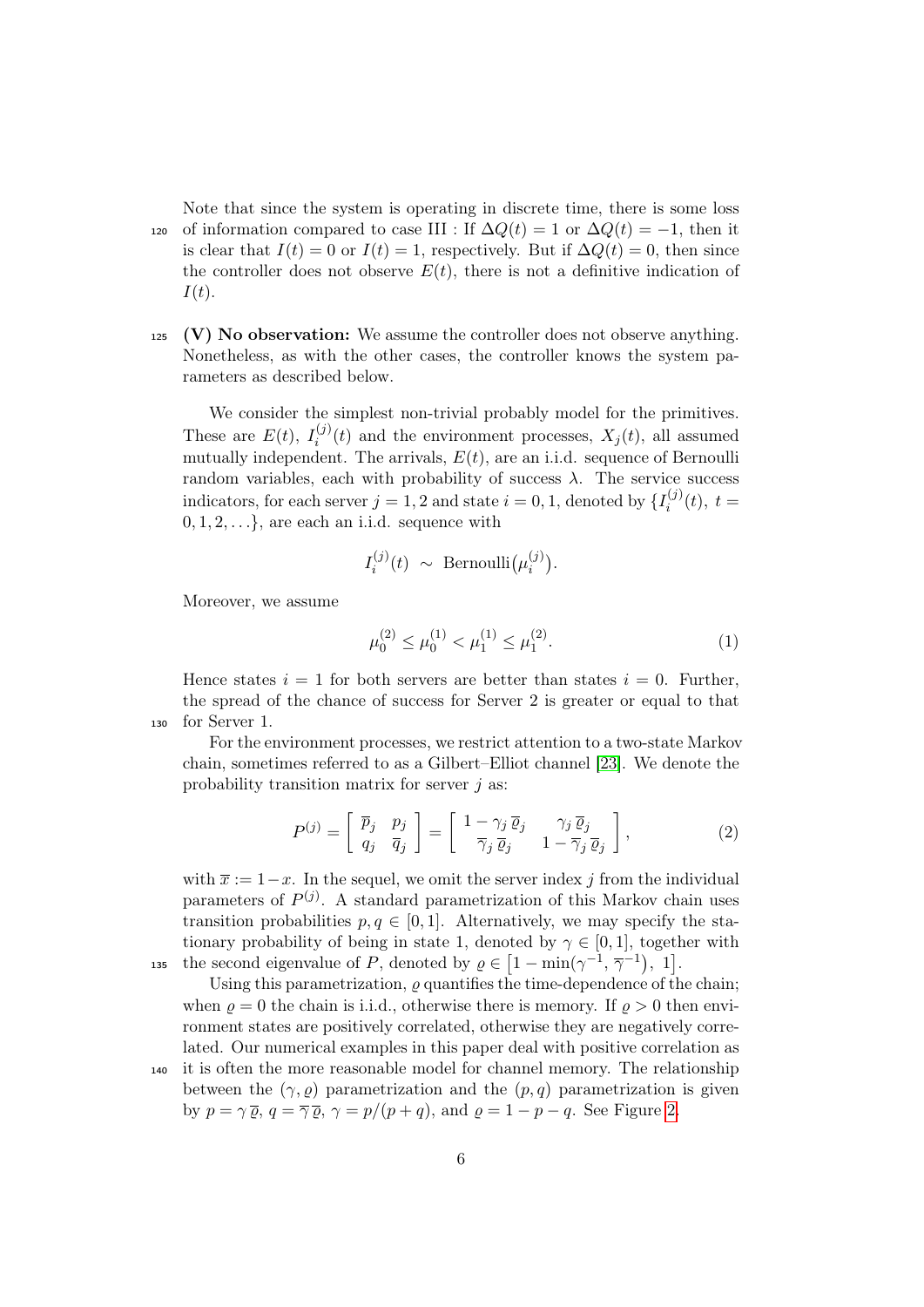Note that since the system is operating in discrete time, there is some loss of information compared to case III : If $\Delta Q(t) = 1$ or $\Delta Q(t) = -1$, then it is clear that $I(t) = 0$ or $I(t) = 1$, respectively. But if $\Delta Q(t) = 0$, then since the controller does not observe $E(t)$, there is not a definitive indication of $I(t)$.

**(V) No observation:** We assume the controller does not observe anything. Nonetheless, as with the other cases, the controller knows the system parameters as described below.

We consider the simplest non-trivial probably model for the primitives. These are $E(t)$, $I_i^{(j)}(t)$ and the environment processes, $X_j(t)$, all assumed mutually independent. The arrivals, $E(t)$, are an i.i.d. sequence of Bernoulli random variables, each with probability of success $\lambda$. The service success indicators, for each server $j = 1, 2$ and state $i = 0, 1$, denoted by $\{I_i^{(j)}(t),\ t = 0, 1, 2, \ldots\}$, are each an i.i.d. sequence with

$$I_i^{(j)}(t) \ \sim \ \text{Bernoulli}\big(\mu_i^{(j)}\big).$$

Moreover, we assume

$$\mu_0^{(2)} \leq \mu_0^{(1)} < \mu_1^{(1)} \leq \mu_1^{(2)}. \tag{1}$$

Hence states $i = 1$ for both servers are better than states $i = 0$. Further, the spread of the chance of success for Server 2 is greater or equal to that for Server 1.

For the environment processes, we restrict attention to a two-state Markov chain, sometimes referred to as a Gilbert–Elliot channel [23]. We denote the probability transition matrix for server $j$ as:

$$P^{(j)} = \begin{bmatrix} \overline{p}_j & p_j \\ q_j & \overline{q}_j \end{bmatrix} = \begin{bmatrix} 1 - \gamma_j \, \overline{\varrho}_j & \gamma_j \, \overline{\varrho}_j \\ \overline{\gamma}_j \, \overline{\varrho}_j & 1 - \overline{\gamma}_j \, \overline{\varrho}_j \end{bmatrix}, \tag{2}$$

with $\overline{x} := 1 - x$. In the sequel, we omit the server index $j$ from the individual parameters of $P^{(j)}$. A standard parametrization of this Markov chain uses transition probabilities $p, q \in [0, 1]$. Alternatively, we may specify the stationary probability of being in state 1, denoted by $\gamma \in [0, 1]$, together with the second eigenvalue of $P$, denoted by $\varrho \in \big[1 - \min(\gamma^{-1}, \overline{\gamma}^{-1}),\ 1\big]$.

Using this parametrization, $\varrho$ quantifies the time-dependence of the chain; when $\varrho = 0$ the chain is i.i.d., otherwise there is memory. If $\varrho > 0$ then environment states are positively correlated, otherwise they are negatively correlated. Our numerical examples in this paper deal with positive correlation as it is often the more reasonable model for channel memory. The relationship between the $(\gamma, \varrho)$ parametrization and the $(p, q)$ parametrization is given by $p = \gamma \, \overline{\varrho}$, $q = \overline{\gamma} \, \overline{\varrho}$, $\gamma = p/(p + q)$, and $\varrho = 1 - p - q$. See Figure 2.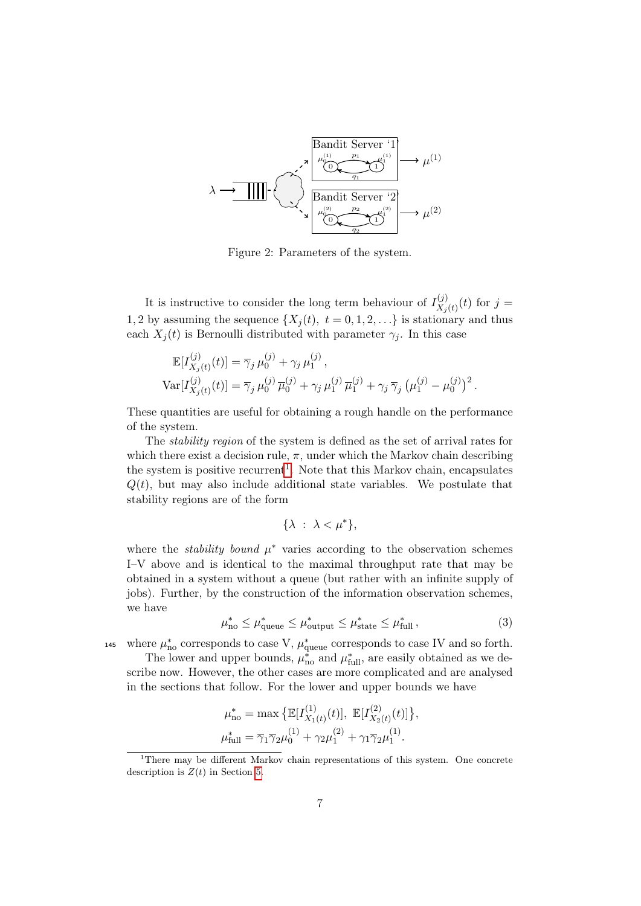Figure 2: Parameters of the system.

It is instructive to consider the long term behaviour of $I^{(j)}_{X_j(t)}(t)$ for $j = 1, 2$ by assuming the sequence $\{X_j(t),\ t = 0, 1, 2, \ldots\}$ is stationary and thus each $X_j(t)$ is Bernoulli distributed with parameter $\gamma_j$. In this case

$$
\begin{aligned}
\mathbb{E}[I^{(j)}_{X_j(t)}(t)] &= \overline{\gamma}_j\, \mu^{(j)}_0 + \gamma_j\, \mu^{(j)}_1\,, \\
\mathrm{Var}[I^{(j)}_{X_j(t)}(t)] &= \overline{\gamma}_j\, \mu^{(j)}_0\, \overline{\mu}^{(j)}_0 + \gamma_j\, \mu^{(j)}_1\, \overline{\mu}^{(j)}_1 + \gamma_j\, \overline{\gamma}_j\, \big(\mu^{(j)}_1 - \mu^{(j)}_0\big)^2 .
\end{aligned}
$$

These quantities are useful for obtaining a rough handle on the performance of the system.

The *stability region* of the system is defined as the set of arrival rates for which there exist a decision rule, $\pi$, under which the Markov chain describing the system is positive recurrent[1]. Note that this Markov chain, encapsulates $Q(t)$, but may also include additional state variables. We postulate that stability regions are of the form

$$
\{\lambda\ :\ \lambda < \mu^*\},
$$

where the *stability bound* $\mu^*$ varies according to the observation schemes I–V above and is identical to the maximal throughput rate that may be obtained in a system without a queue (but rather with an infinite supply of jobs). Further, by the construction of the information observation schemes, we have

$$
\mu^*_{\text{no}} \leq \mu^*_{\text{queue}} \leq \mu^*_{\text{output}} \leq \mu^*_{\text{state}} \leq \mu^*_{\text{full}}\,, \tag{3}
$$

where $\mu^*_{\text{no}}$ corresponds to case V, $\mu^*_{\text{queue}}$ corresponds to case IV and so forth.

The lower and upper bounds, $\mu^*_{\text{no}}$ and $\mu^*_{\text{full}}$, are easily obtained as we describe now. However, the other cases are more complicated and are analysed in the sections that follow. For the lower and upper bounds we have

$$
\begin{aligned}
\mu^*_{\text{no}} &= \max\big\{\mathbb{E}[I^{(1)}_{X_1(t)}(t)],\ \mathbb{E}[I^{(2)}_{X_2(t)}(t)]\big\}, \\
\mu^*_{\text{full}} &= \overline{\gamma}_1\overline{\gamma}_2\mu^{(1)}_0 + \gamma_2\mu^{(2)}_1 + \gamma_1\overline{\gamma}_2\mu^{(1)}_1 .
\end{aligned}
$$

[1] There may be different Markov chain representations of this system. One concrete description is $Z(t)$ in Section 5.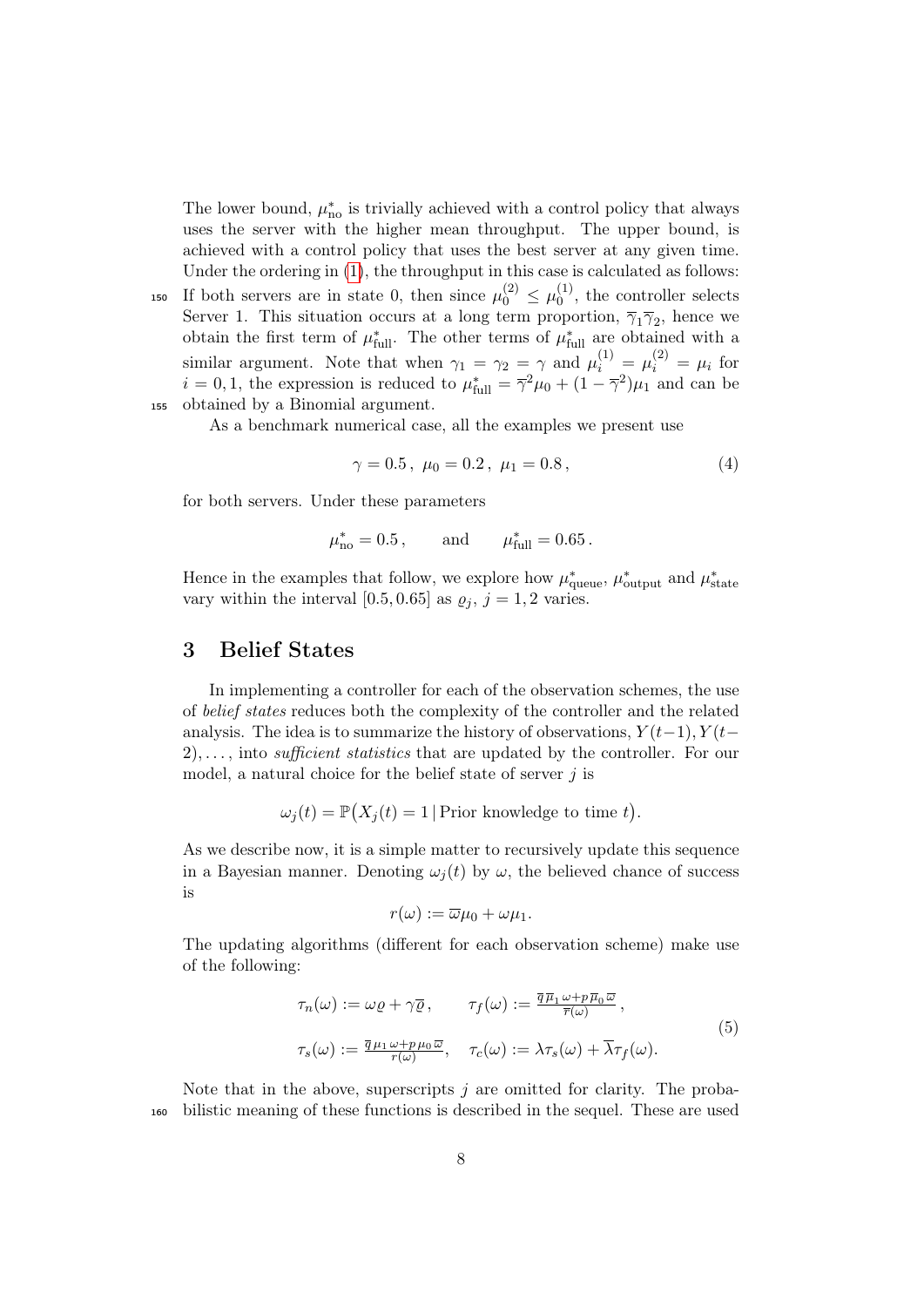The lower bound, $\mu^*_{\text{no}}$ is trivially achieved with a control policy that always uses the server with the higher mean throughput. The upper bound, is achieved with a control policy that uses the best server at any given time. Under the ordering in (1), the throughput in this case is calculated as follows: If both servers are in state 0, then since $\mu_0^{(2)} \le \mu_0^{(1)}$, the controller selects Server 1. This situation occurs at a long term proportion, $\overline{\gamma}_1\overline{\gamma}_2$, hence we obtain the first term of $\mu^*_{\text{full}}$. The other terms of $\mu^*_{\text{full}}$ are obtained with a similar argument. Note that when $\gamma_1 = \gamma_2 = \gamma$ and $\mu_i^{(1)} = \mu_i^{(2)} = \mu_i$ for $i = 0, 1$, the expression is reduced to $\mu^*_{\text{full}} = \overline{\gamma}^2\mu_0 + (1 - \overline{\gamma}^2)\mu_1$ and can be obtained by a Binomial argument.

As a benchmark numerical case, all the examples we present use

$$\gamma = 0.5\,,\ \mu_0 = 0.2\,,\ \mu_1 = 0.8\,, \tag{4}$$

for both servers. Under these parameters

$$\mu^*_{\text{no}} = 0.5\,, \qquad \text{and} \qquad \mu^*_{\text{full}} = 0.65\,.$$

Hence in the examples that follow, we explore how $\mu^*_{\text{queue}}$, $\mu^*_{\text{output}}$ and $\mu^*_{\text{state}}$ vary within the interval $[0.5, 0.65]$ as $\varrho_j$, $j = 1, 2$ varies.

# 3 Belief States

In implementing a controller for each of the observation schemes, the use of *belief states* reduces both the complexity of the controller and the related analysis. The idea is to summarize the history of observations, $Y(t-1), Y(t-2), \ldots$, into *sufficient statistics* that are updated by the controller. For our model, a natural choice for the belief state of server $j$ is

$$\omega_j(t) = \mathbb{P}\big(X_j(t) = 1 \,|\, \text{Prior knowledge to time } t\big).$$

As we describe now, it is a simple matter to recursively update this sequence in a Bayesian manner. Denoting $\omega_j(t)$ by $\omega$, the believed chance of success is

$$r(\omega) := \overline{\omega}\mu_0 + \omega\mu_1.$$

The updating algorithms (different for each observation scheme) make use of the following:

$$\begin{aligned} \tau_n(\omega) &:= \omega\varrho + \gamma\overline{\varrho}\,, & \tau_f(\omega) &:= \tfrac{\overline{q}\,\overline{\mu}_1\,\omega + p\,\overline{\mu}_0\,\overline{\omega}}{\overline{r}(\omega)}\,, \\ \tau_s(\omega) &:= \tfrac{\overline{q}\,\mu_1\,\omega + p\,\mu_0\,\overline{\omega}}{r(\omega)}, & \tau_c(\omega) &:= \lambda\tau_s(\omega) + \overline{\lambda}\tau_f(\omega). \end{aligned} \tag{5}$$

Note that in the above, superscripts $j$ are omitted for clarity. The probabilistic meaning of these functions is described in the sequel. These are used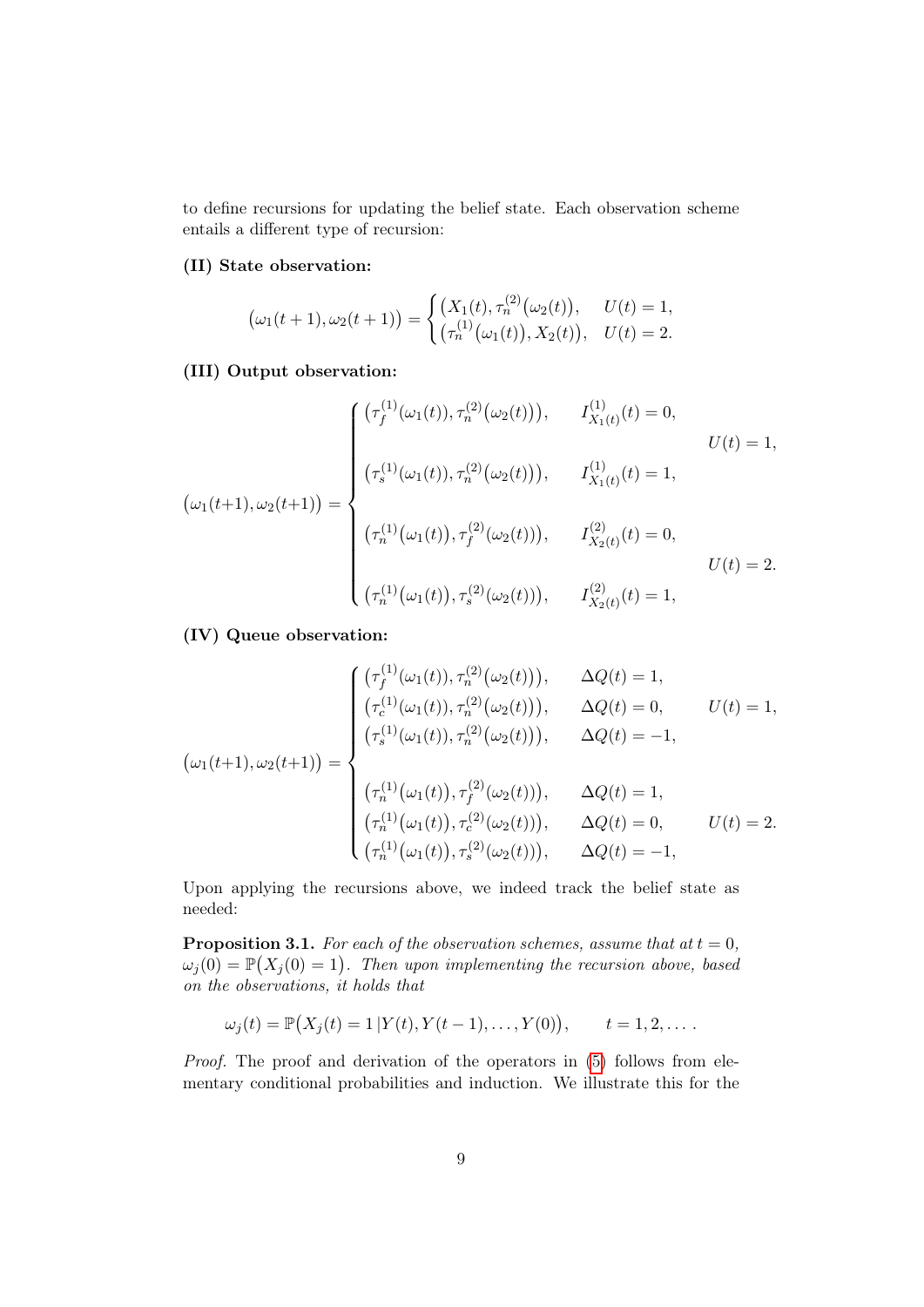to define recursions for updating the belief state. Each observation scheme entails a different type of recursion:

**(II) State observation:**

$$
\big(\omega_1(t+1),\omega_2(t+1)\big) = \begin{cases} \big(X_1(t), \tau_n^{(2)}(\omega_2(t)\big), & U(t)=1, \\ \big(\tau_n^{(1)}(\omega_1(t)\big), X_2(t)\big), & U(t)=2. \end{cases}
$$

**(III) Output observation:**

$$
\big(\omega_1(t{+}1),\omega_2(t{+}1)\big) = \begin{cases} \big(\tau_f^{(1)}(\omega_1(t)), \tau_n^{(2)}(\omega_2(t))\big), & I^{(1)}_{X_1(t)}(t)=0, \\ & \qquad\qquad\qquad U(t)=1, \\ \big(\tau_s^{(1)}(\omega_1(t)), \tau_n^{(2)}(\omega_2(t))\big), & I^{(1)}_{X_1(t)}(t)=1, \\ \\ \big(\tau_n^{(1)}(\omega_1(t)), \tau_f^{(2)}(\omega_2(t))\big), & I^{(2)}_{X_2(t)}(t)=0, \\ & \qquad\qquad\qquad U(t)=2. \\ \big(\tau_n^{(1)}(\omega_1(t)), \tau_s^{(2)}(\omega_2(t))\big), & I^{(2)}_{X_2(t)}(t)=1, \end{cases}
$$

**(IV) Queue observation:**

$$
\big(\omega_1(t{+}1),\omega_2(t{+}1)\big) = \begin{cases} \big(\tau_f^{(1)}(\omega_1(t)), \tau_n^{(2)}(\omega_2(t))\big), & \Delta Q(t)=1, \\ \big(\tau_c^{(1)}(\omega_1(t)), \tau_n^{(2)}(\omega_2(t))\big), & \Delta Q(t)=0, \qquad U(t)=1, \\ \big(\tau_s^{(1)}(\omega_1(t)), \tau_n^{(2)}(\omega_2(t))\big), & \Delta Q(t)=-1, \\ \\ \big(\tau_n^{(1)}(\omega_1(t)), \tau_f^{(2)}(\omega_2(t))\big), & \Delta Q(t)=1, \\ \big(\tau_n^{(1)}(\omega_1(t)), \tau_c^{(2)}(\omega_2(t))\big), & \Delta Q(t)=0, \qquad U(t)=2. \\ \big(\tau_n^{(1)}(\omega_1(t)), \tau_s^{(2)}(\omega_2(t))\big), & \Delta Q(t)=-1, \end{cases}
$$

Upon applying the recursions above, we indeed track the belief state as needed:

**Proposition 3.1.** *For each of the observation schemes, assume that at $t=0$, $\omega_j(0) = \mathbb{P}\big(X_j(0)=1\big)$. Then upon implementing the recursion above, based on the observations, it holds that*

$$
\omega_j(t) = \mathbb{P}\big(X_j(t)=1\,|\,Y(t), Y(t-1), \ldots, Y(0)\big), \qquad t=1,2,\ldots.
$$

*Proof.* The proof and derivation of the operators in (5) follows from elementary conditional probabilities and induction. We illustrate this for the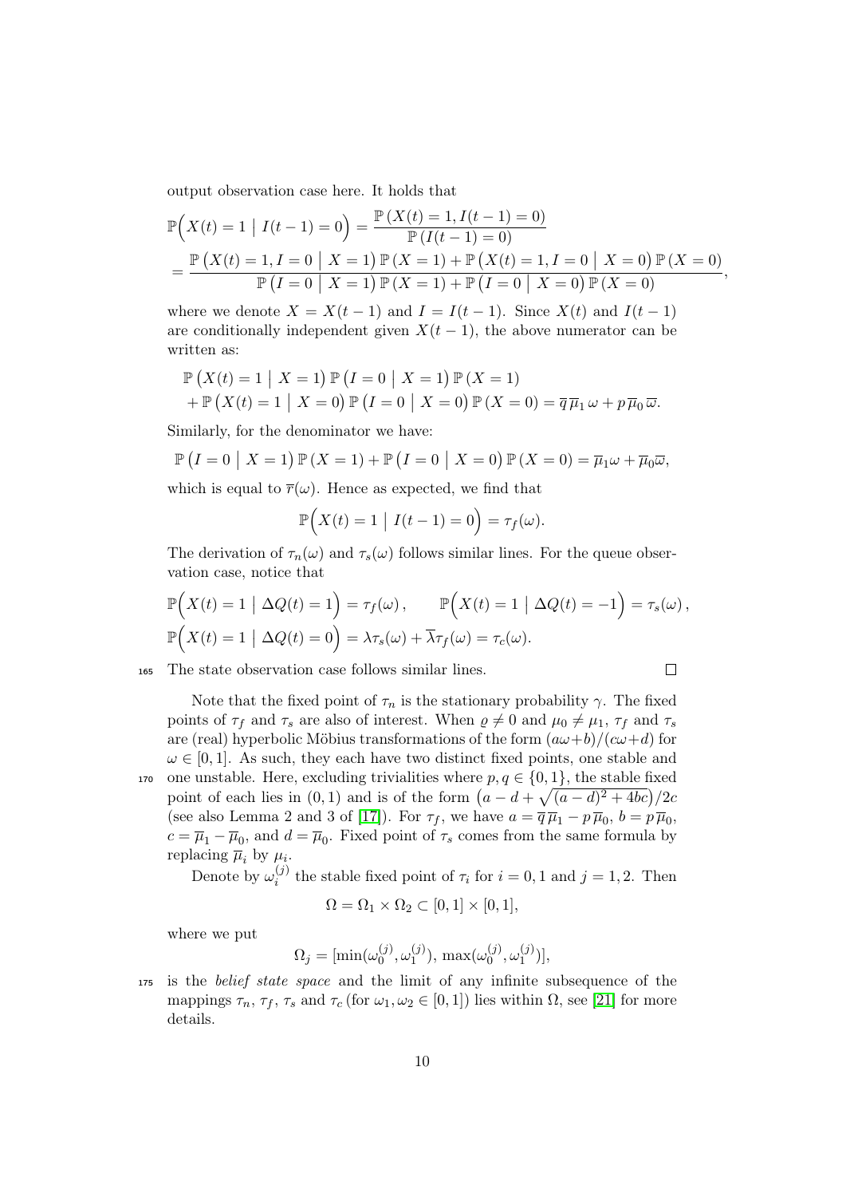output observation case here. It holds that

$$\mathbb{P}\Big(X(t) = 1 \;\big|\; I(t-1) = 0\Big) = \frac{\mathbb{P}\left(X(t) = 1, I(t-1) = 0\right)}{\mathbb{P}\left(I(t-1) = 0\right)}$$

$$= \frac{\mathbb{P}\left(X(t) = 1, I = 0 \;\big|\; X = 1\right)\mathbb{P}\left(X = 1\right) + \mathbb{P}\left(X(t) = 1, I = 0 \;\big|\; X = 0\right)\mathbb{P}\left(X = 0\right)}{\mathbb{P}\left(I = 0 \;\big|\; X = 1\right)\mathbb{P}\left(X = 1\right) + \mathbb{P}\left(I = 0 \;\big|\; X = 0\right)\mathbb{P}\left(X = 0\right)},$$

where we denote $X = X(t-1)$ and $I = I(t-1)$. Since $X(t)$ and $I(t-1)$ are conditionally independent given $X(t-1)$, the above numerator can be written as:

$$\mathbb{P}\left(X(t) = 1 \;\big|\; X = 1\right)\mathbb{P}\left(I = 0 \;\big|\; X = 1\right)\mathbb{P}\left(X = 1\right)$$
$$+ \mathbb{P}\left(X(t) = 1 \;\big|\; X = 0\right)\mathbb{P}\left(I = 0 \;\big|\; X = 0\right)\mathbb{P}\left(X = 0\right) = \overline{q}\,\overline{\mu}_1\,\omega + p\,\overline{\mu}_0\,\overline{\omega}.$$

Similarly, for the denominator we have:

$$\mathbb{P}\left(I = 0 \;\big|\; X = 1\right)\mathbb{P}\left(X = 1\right) + \mathbb{P}\left(I = 0 \;\big|\; X = 0\right)\mathbb{P}\left(X = 0\right) = \overline{\mu}_1\omega + \overline{\mu}_0\overline{\omega},$$

which is equal to $\overline{r}(\omega)$. Hence as expected, we find that

$$\mathbb{P}\Big(X(t) = 1 \;\big|\; I(t-1) = 0\Big) = \tau_f(\omega).$$

The derivation of $\tau_n(\omega)$ and $\tau_s(\omega)$ follows similar lines. For the queue observation case, notice that

$$\mathbb{P}\Big(X(t) = 1 \;\big|\; \Delta Q(t) = 1\Big) = \tau_f(\omega)\,, \qquad \mathbb{P}\Big(X(t) = 1 \;\big|\; \Delta Q(t) = -1\Big) = \tau_s(\omega)\,,$$
$$\mathbb{P}\Big(X(t) = 1 \;\big|\; \Delta Q(t) = 0\Big) = \lambda\tau_s(\omega) + \overline{\lambda}\tau_f(\omega) = \tau_c(\omega).$$

The state observation case follows similar lines. ☐

Note that the fixed point of $\tau_n$ is the stationary probability $\gamma$. The fixed points of $\tau_f$ and $\tau_s$ are also of interest. When $\varrho \neq 0$ and $\mu_0 \neq \mu_1$, $\tau_f$ and $\tau_s$ are (real) hyperbolic Möbius transformations of the form $(a\omega+b)/(c\omega+d)$ for $\omega \in [0,1]$. As such, they each have two distinct fixed points, one stable and one unstable. Here, excluding trivialities where $p, q \in \{0,1\}$, the stable fixed point of each lies in $(0,1)$ and is of the form $\left(a - d + \sqrt{(a-d)^2 + 4bc}\right)/2c$ (see also Lemma 2 and 3 of [17]). For $\tau_f$, we have $a = \overline{q}\,\overline{\mu}_1 - p\,\overline{\mu}_0$, $b = p\,\overline{\mu}_0$, $c = \overline{\mu}_1 - \overline{\mu}_0$, and $d = \overline{\mu}_0$. Fixed point of $\tau_s$ comes from the same formula by replacing $\overline{\mu}_i$ by $\mu_i$.

Denote by $\omega_i^{(j)}$ the stable fixed point of $\tau_i$ for $i = 0,1$ and $j = 1,2$. Then

$$\Omega = \Omega_1 \times \Omega_2 \subset [0,1] \times [0,1],$$

where we put

$$\Omega_j = [\min(\omega_0^{(j)}, \omega_1^{(j)}),\, \max(\omega_0^{(j)}, \omega_1^{(j)})],$$

is the *belief state space* and the limit of any infinite subsequence of the mappings $\tau_n$, $\tau_f$, $\tau_s$ and $\tau_c$ (for $\omega_1, \omega_2 \in [0,1]$) lies within $\Omega$, see [21] for more details.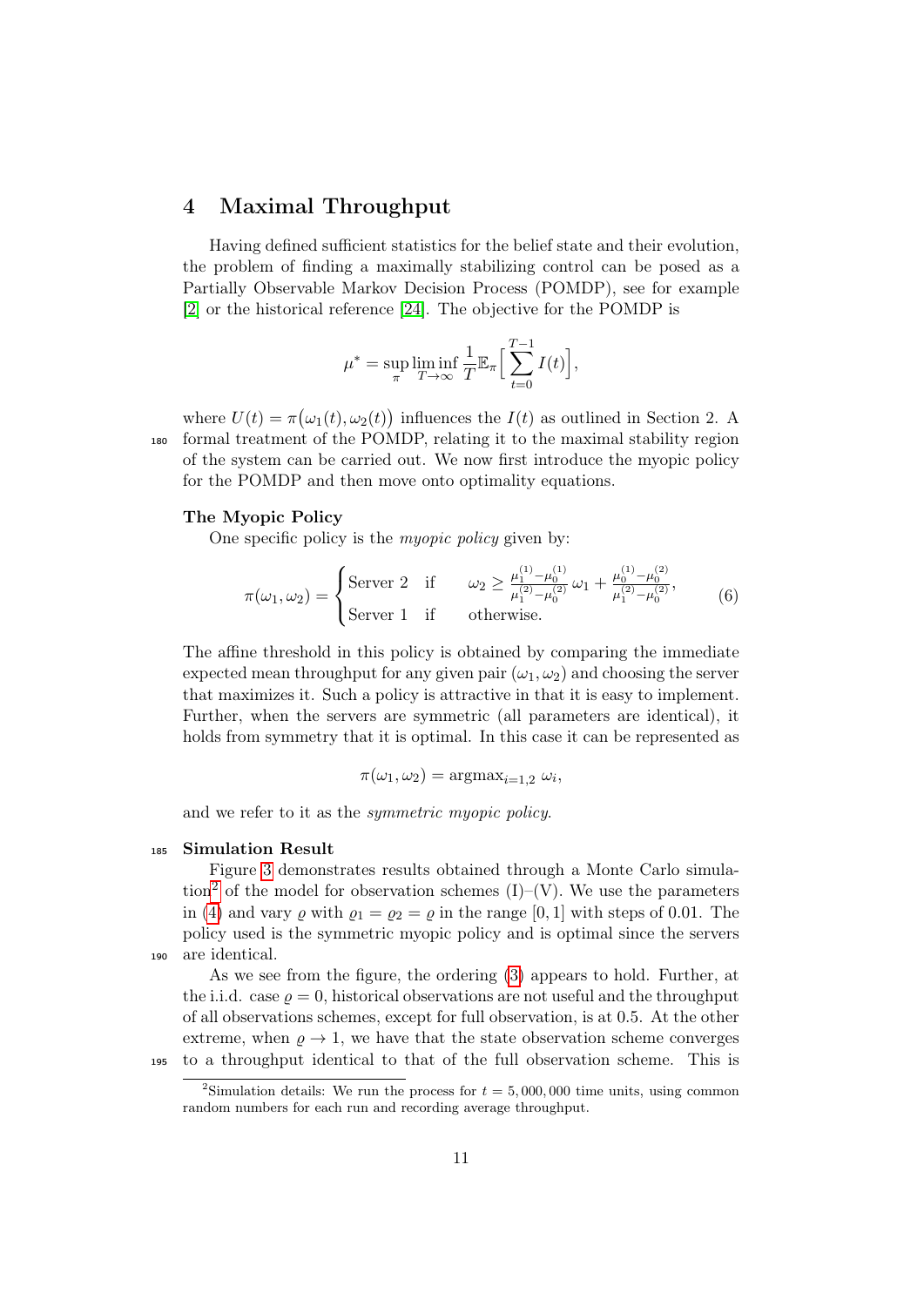## 4 Maximal Throughput

Having defined sufficient statistics for the belief state and their evolution, the problem of finding a maximally stabilizing control can be posed as a Partially Observable Markov Decision Process (POMDP), see for example [2] or the historical reference [24]. The objective for the POMDP is

$$\mu^* = \sup_{\pi} \liminf_{T\to\infty} \frac{1}{T}\mathbb{E}_{\pi}\Big[\sum_{t=0}^{T-1} I(t)\Big],$$

where $U(t) = \pi\big(\omega_1(t), \omega_2(t)\big)$ influences the $I(t)$ as outlined in Section 2. A formal treatment of the POMDP, relating it to the maximal stability region of the system can be carried out. We now first introduce the myopic policy for the POMDP and then move onto optimality equations.

**The Myopic Policy**

One specific policy is the *myopic policy* given by:

$$\pi(\omega_1, \omega_2) = \begin{cases} \text{Server 2} & \text{if} \qquad \omega_2 \geq \frac{\mu_1^{(1)}-\mu_0^{(1)}}{\mu_1^{(2)}-\mu_0^{(2)}}\,\omega_1 + \frac{\mu_0^{(1)}-\mu_0^{(2)}}{\mu_1^{(2)}-\mu_0^{(2)}}, \\ \text{Server 1} & \text{if} \qquad \text{otherwise.} \end{cases} \tag{6}$$

The affine threshold in this policy is obtained by comparing the immediate expected mean throughput for any given pair $(\omega_1, \omega_2)$ and choosing the server that maximizes it. Such a policy is attractive in that it is easy to implement. Further, when the servers are symmetric (all parameters are identical), it holds from symmetry that it is optimal. In this case it can be represented as

$$\pi(\omega_1, \omega_2) = \text{argmax}_{i=1,2}\ \omega_i,$$

and we refer to it as the *symmetric myopic policy*.

**Simulation Result**

Figure 3 demonstrates results obtained through a Monte Carlo simulation[2] of the model for observation schemes (I)–(V). We use the parameters in (4) and vary $\varrho$ with $\varrho_1 = \varrho_2 = \varrho$ in the range $[0, 1]$ with steps of 0.01. The policy used is the symmetric myopic policy and is optimal since the servers are identical.

As we see from the figure, the ordering (3) appears to hold. Further, at the i.i.d. case $\varrho = 0$, historical observations are not useful and the throughput of all observations schemes, except for full observation, is at 0.5. At the other extreme, when $\varrho \to 1$, we have that the state observation scheme converges to a throughput identical to that of the full observation scheme. This is

[2]Simulation details: We run the process for $t = 5{,}000{,}000$ time units, using common random numbers for each run and recording average throughput.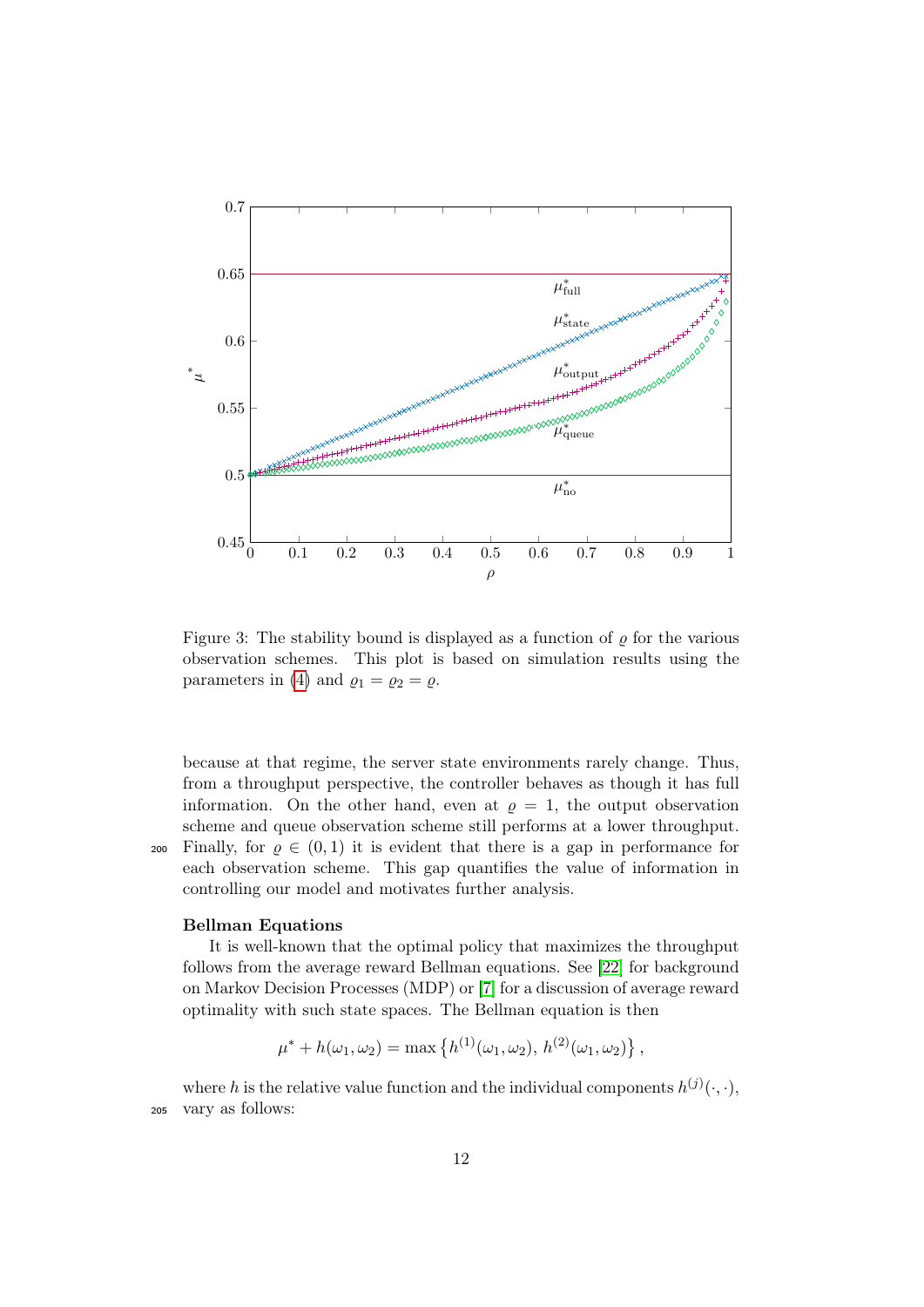Figure 3: The stability bound is displayed as a function of $\varrho$ for the various observation schemes. This plot is based on simulation results using the parameters in (4) and $\varrho_1 = \varrho_2 = \varrho$.

because at that regime, the server state environments rarely change. Thus, from a throughput perspective, the controller behaves as though it has full information. On the other hand, even at $\varrho = 1$, the output observation scheme and queue observation scheme still performs at a lower throughput. Finally, for $\varrho \in (0, 1)$ it is evident that there is a gap in performance for each observation scheme. This gap quantifies the value of information in controlling our model and motivates further analysis.

**Bellman Equations**

It is well-known that the optimal policy that maximizes the throughput follows from the average reward Bellman equations. See [22] for background on Markov Decision Processes (MDP) or [7] for a discussion of average reward optimality with such state spaces. The Bellman equation is then

$$\mu^* + h(\omega_1, \omega_2) = \max \left\{ h^{(1)}(\omega_1, \omega_2),\, h^{(2)}(\omega_1, \omega_2) \right\},$$

where $h$ is the relative value function and the individual components $h^{(j)}(\cdot, \cdot)$, vary as follows: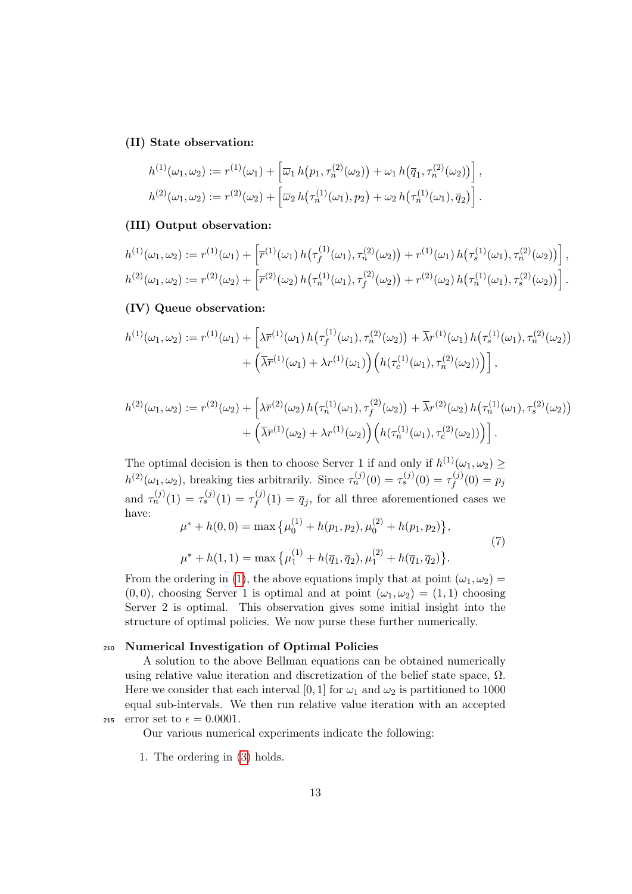**(II) State observation:**

$$h^{(1)}(\omega_1,\omega_2) := r^{(1)}(\omega_1) + \Big[\overline{\omega}_1\, h\big(p_1, \tau_n^{(2)}(\omega_2)\big) + \omega_1\, h\big(\overline{q}_1, \tau_n^{(2)}(\omega_2)\big)\Big],$$

$$h^{(2)}(\omega_1,\omega_2) := r^{(2)}(\omega_2) + \Big[\overline{\omega}_2\, h\big(\tau_n^{(1)}(\omega_1), p_2\big) + \omega_2\, h\big(\tau_n^{(1)}(\omega_1), \overline{q}_2\big)\Big].$$

**(III) Output observation:**

$$h^{(1)}(\omega_1,\omega_2) := r^{(1)}(\omega_1) + \Big[\overline{r}^{(1)}(\omega_1)\, h\big(\tau_f^{(1)}(\omega_1), \tau_n^{(2)}(\omega_2)\big) + r^{(1)}(\omega_1)\, h\big(\tau_s^{(1)}(\omega_1), \tau_n^{(2)}(\omega_2)\big)\Big],$$

$$h^{(2)}(\omega_1,\omega_2) := r^{(2)}(\omega_2) + \Big[\overline{r}^{(2)}(\omega_2)\, h\big(\tau_n^{(1)}(\omega_1), \tau_f^{(2)}(\omega_2)\big) + r^{(2)}(\omega_2)\, h\big(\tau_n^{(1)}(\omega_1), \tau_s^{(2)}(\omega_2)\big)\Big].$$

**(IV) Queue observation:**

$$h^{(1)}(\omega_1,\omega_2) := r^{(1)}(\omega_1) + \Big[\lambda\overline{r}^{(1)}(\omega_1)\, h\big(\tau_f^{(1)}(\omega_1), \tau_n^{(2)}(\omega_2)\big) + \overline{\lambda}r^{(1)}(\omega_1)\, h\big(\tau_s^{(1)}(\omega_1), \tau_n^{(2)}(\omega_2)\big) + \Big(\overline{\lambda}\overline{r}^{(1)}(\omega_1) + \lambda r^{(1)}(\omega_1)\Big)\Big(h\big(\tau_c^{(1)}(\omega_1), \tau_n^{(2)}(\omega_2)\big)\Big)\Big],$$

$$h^{(2)}(\omega_1,\omega_2) := r^{(2)}(\omega_2) + \Big[\lambda\overline{r}^{(2)}(\omega_2)\, h\big(\tau_n^{(1)}(\omega_1), \tau_f^{(2)}(\omega_2)\big) + \overline{\lambda}r^{(2)}(\omega_2)\, h\big(\tau_n^{(1)}(\omega_1), \tau_s^{(2)}(\omega_2)\big) + \Big(\overline{\lambda}\overline{r}^{(1)}(\omega_2) + \lambda r^{(1)}(\omega_2)\Big)\Big(h\big(\tau_n^{(1)}(\omega_1), \tau_c^{(2)}(\omega_2)\big)\Big)\Big].$$

The optimal decision is then to choose Server 1 if and only if $h^{(1)}(\omega_1,\omega_2) \geq h^{(2)}(\omega_1,\omega_2)$, breaking ties arbitrarily. Since $\tau_n^{(j)}(0) = \tau_s^{(j)}(0) = \tau_f^{(j)}(0) = p_j$ and $\tau_n^{(j)}(1) = \tau_s^{(j)}(1) = \tau_f^{(j)}(1) = \overline{q}_j$, for all three aforementioned cases we have:

$$\begin{aligned}
\mu^* + h(0,0) &= \max\big\{\mu_0^{(1)} + h(p_1,p_2), \mu_0^{(2)} + h(p_1,p_2)\big\}, \\
\mu^* + h(1,1) &= \max\big\{\mu_1^{(1)} + h(\overline{q}_1,\overline{q}_2), \mu_1^{(2)} + h(\overline{q}_1,\overline{q}_2)\big\}.
\end{aligned} \tag{7}$$

From the ordering in (1), the above equations imply that at point $(\omega_1,\omega_2) = (0,0)$, choosing Server 1 is optimal and at point $(\omega_1,\omega_2) = (1,1)$ choosing Server 2 is optimal. This observation gives some initial insight into the structure of optimal policies. We now purse these further numerically.

**Numerical Investigation of Optimal Policies**

A solution to the above Bellman equations can be obtained numerically using relative value iteration and discretization of the belief state space, $\Omega$. Here we consider that each interval $[0,1]$ for $\omega_1$ and $\omega_2$ is partitioned to 1000 equal sub-intervals. We then run relative value iteration with an accepted error set to $\epsilon = 0.0001$.

Our various numerical experiments indicate the following:

1. The ordering in (3) holds.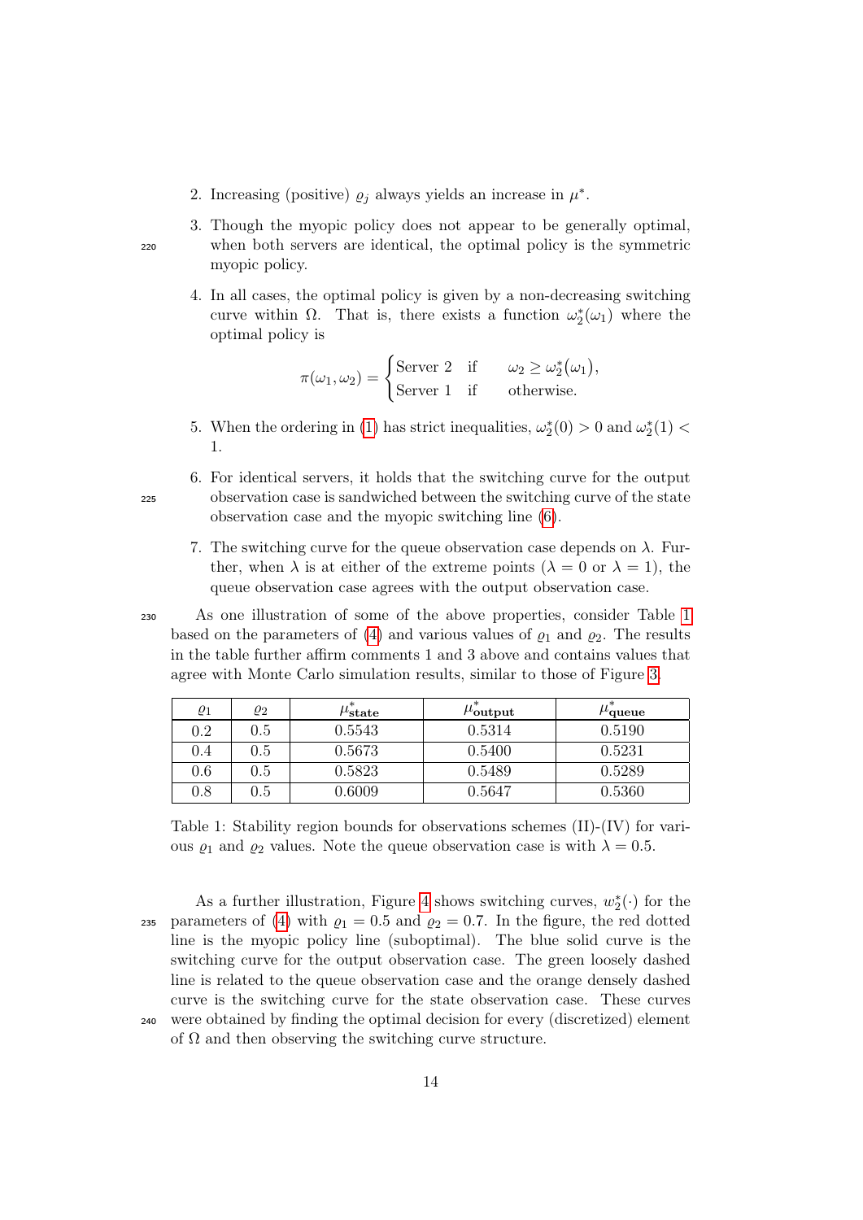2. Increasing (positive) $\varrho_j$ always yields an increase in $\mu^*$.
3. Though the myopic policy does not appear to be generally optimal, when both servers are identical, the optimal policy is the symmetric myopic policy.
4. In all cases, the optimal policy is given by a non-decreasing switching curve within $\Omega$. That is, there exists a function $\omega_2^*(\omega_1)$ where the optimal policy is

$$\pi(\omega_1, \omega_2) = \begin{cases} \text{Server 2} & \text{if} \quad \omega_2 \geq \omega_2^*(\omega_1), \\ \text{Server 1} & \text{if} \quad \text{otherwise.} \end{cases}$$

5. When the ordering in (1) has strict inequalities, $\omega_2^*(0) > 0$ and $\omega_2^*(1) < 1$.
6. For identical servers, it holds that the switching curve for the output observation case is sandwiched between the switching curve of the state observation case and the myopic switching line (6).
7. The switching curve for the queue observation case depends on $\lambda$. Further, when $\lambda$ is at either of the extreme points ($\lambda = 0$ or $\lambda = 1$), the queue observation case agrees with the output observation case.

As one illustration of some of the above properties, consider Table 1 based on the parameters of (4) and various values of $\varrho_1$ and $\varrho_2$. The results in the table further affirm comments 1 and 3 above and contains values that agree with Monte Carlo simulation results, similar to those of Figure 3.

| $\varrho_1$ | $\varrho_2$ | $\mu^*_{\textbf{state}}$ | $\mu^*_{\textbf{output}}$ | $\mu^*_{\textbf{queue}}$ |
|---|---|---|---|---|
| 0.2 | 0.5 | 0.5543 | 0.5314 | 0.5190 |
| 0.4 | 0.5 | 0.5673 | 0.5400 | 0.5231 |
| 0.6 | 0.5 | 0.5823 | 0.5489 | 0.5289 |
| 0.8 | 0.5 | 0.6009 | 0.5647 | 0.5360 |

Table 1: Stability region bounds for observations schemes (II)-(IV) for various $\varrho_1$ and $\varrho_2$ values. Note the queue observation case is with $\lambda = 0.5$.

As a further illustration, Figure 4 shows switching curves, $w_2^*(\cdot)$ for the parameters of (4) with $\varrho_1 = 0.5$ and $\varrho_2 = 0.7$. In the figure, the red dotted line is the myopic policy line (suboptimal). The blue solid curve is the switching curve for the output observation case. The green loosely dashed line is related to the queue observation case and the orange densely dashed curve is the switching curve for the state observation case. These curves were obtained by finding the optimal decision for every (discretized) element of $\Omega$ and then observing the switching curve structure.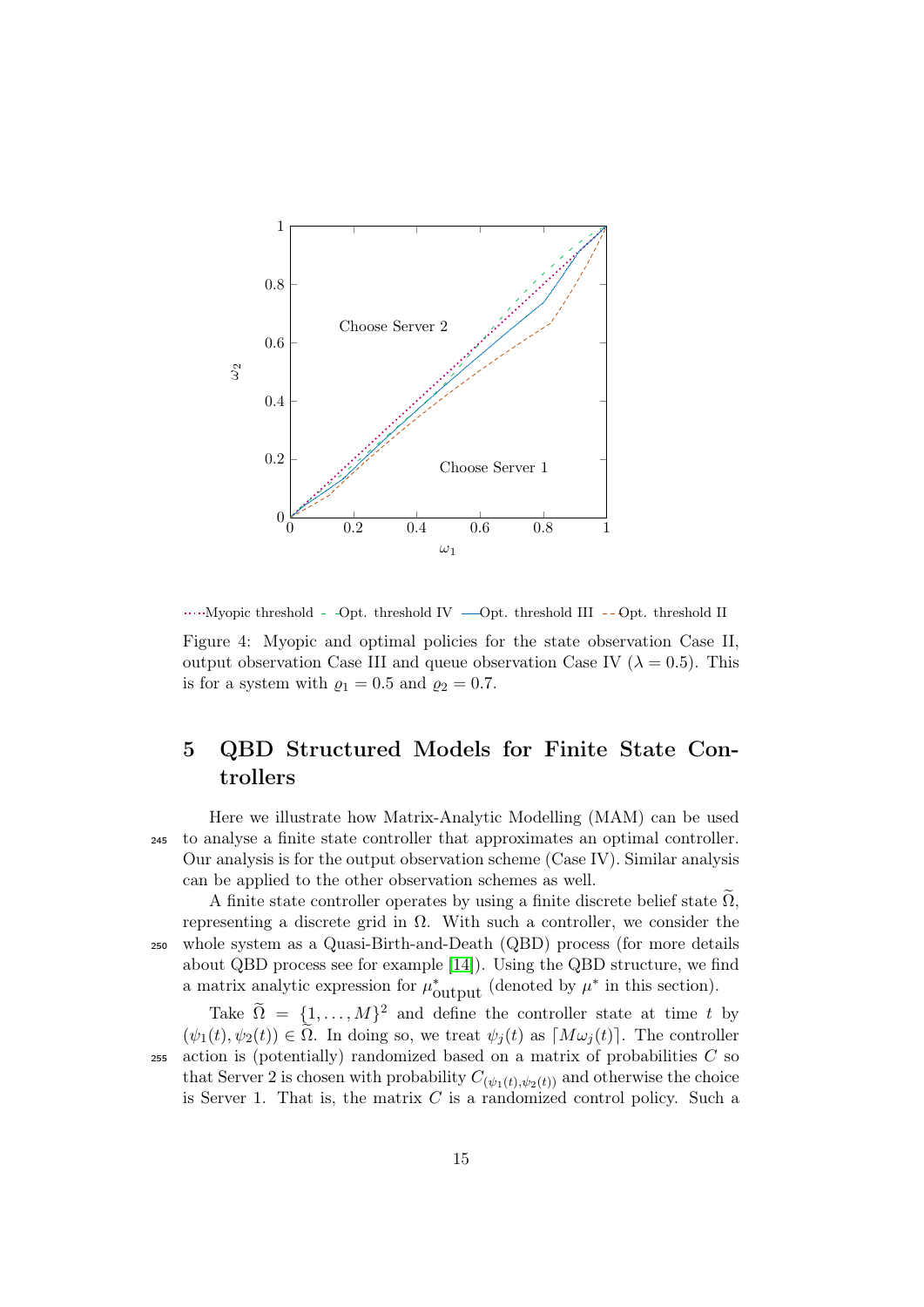Figure 4: Myopic and optimal policies for the state observation Case II, output observation Case III and queue observation Case IV ($\lambda = 0.5$). This is for a system with $\varrho_1 = 0.5$ and $\varrho_2 = 0.7$.

## 5 QBD Structured Models for Finite State Controllers

Here we illustrate how Matrix-Analytic Modelling (MAM) can be used to analyse a finite state controller that approximates an optimal controller. Our analysis is for the output observation scheme (Case IV). Similar analysis can be applied to the other observation schemes as well.

A finite state controller operates by using a finite discrete belief state $\widetilde{\Omega}$, representing a discrete grid in $\Omega$. With such a controller, we consider the whole system as a Quasi-Birth-and-Death (QBD) process (for more details about QBD process see for example [14]). Using the QBD structure, we find a matrix analytic expression for $\mu^*_{\text{output}}$ (denoted by $\mu^*$ in this section).

Take $\widetilde{\Omega} = \{1, \ldots, M\}^2$ and define the controller state at time $t$ by $(\psi_1(t), \psi_2(t)) \in \widetilde{\Omega}$. In doing so, we treat $\psi_j(t)$ as $\lceil M\omega_j(t) \rceil$. The controller action is (potentially) randomized based on a matrix of probabilities $C$ so that Server 2 is chosen with probability $C_{(\psi_1(t), \psi_2(t))}$ and otherwise the choice is Server 1. That is, the matrix $C$ is a randomized control policy. Such a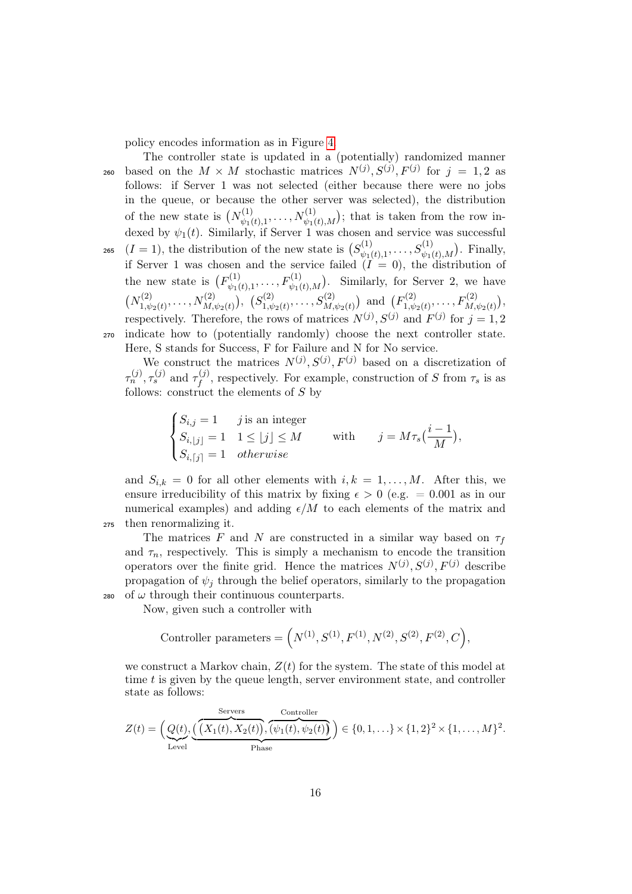policy encodes information as in Figure 4.

The controller state is updated in a (potentially) randomized manner based on the $M \times M$ stochastic matrices $N^{(j)}, S^{(j)}, F^{(j)}$ for $j = 1, 2$ as follows: if Server 1 was not selected (either because there were no jobs in the queue, or because the other server was selected), the distribution of the new state is $\left(N^{(1)}_{\psi_1(t),1}, \ldots, N^{(1)}_{\psi_1(t),M}\right)$; that is taken from the row indexed by $\psi_1(t)$. Similarly, if Server 1 was chosen and service was successful ($I = 1$), the distribution of the new state is $\left(S^{(1)}_{\psi_1(t),1}, \ldots, S^{(1)}_{\psi_1(t),M}\right)$. Finally, if Server 1 was chosen and the service failed ($I = 0$), the distribution of the new state is $\left(F^{(1)}_{\psi_1(t),1}, \ldots, F^{(1)}_{\psi_1(t),M}\right)$. Similarly, for Server 2, we have $\left(N^{(2)}_{1,\psi_2(t)}, \ldots, N^{(2)}_{M,\psi_2(t)}\right)$, $\left(S^{(2)}_{1,\psi_2(t)}, \ldots, S^{(2)}_{M,\psi_2(t)}\right)$ and $\left(F^{(2)}_{1,\psi_2(t)}, \ldots, F^{(2)}_{M,\psi_2(t)}\right)$, respectively. Therefore, the rows of matrices $N^{(j)}, S^{(j)}$ and $F^{(j)}$ for $j = 1, 2$ indicate how to (potentially randomly) choose the next controller state. Here, S stands for Success, F for Failure and N for No service.

We construct the matrices $N^{(j)}, S^{(j)}, F^{(j)}$ based on a discretization of $\tau_n^{(j)}, \tau_s^{(j)}$ and $\tau_f^{(j)}$, respectively. For example, construction of $S$ from $\tau_s$ is as follows: construct the elements of $S$ by

$$\begin{cases} S_{i,j} = 1 & j \text{ is an integer} \\ S_{i,\lfloor j \rfloor} = 1 & 1 \leq \lfloor j \rfloor \leq M \\ S_{i,\lceil j \rceil} = 1 & otherwise \end{cases} \qquad \text{with} \qquad j = M\tau_s\left(\frac{i-1}{M}\right),$$

and $S_{i,k} = 0$ for all other elements with $i, k = 1, \ldots, M$. After this, we ensure irreducibility of this matrix by fixing $\epsilon > 0$ (e.g. $= 0.001$ as in our numerical examples) and adding $\epsilon/M$ to each elements of the matrix and then renormalizing it.

The matrices $F$ and $N$ are constructed in a similar way based on $\tau_f$ and $\tau_n$, respectively. This is simply a mechanism to encode the transition operators over the finite grid. Hence the matrices $N^{(j)}, S^{(j)}, F^{(j)}$ describe propagation of $\psi_j$ through the belief operators, similarly to the propagation of $\omega$ through their continuous counterparts.

Now, given such a controller with

$$\text{Controller parameters} = \left(N^{(1)}, S^{(1)}, F^{(1)}, N^{(2)}, S^{(2)}, F^{(2)}, C\right),$$

we construct a Markov chain, $Z(t)$ for the system. The state of this model at time $t$ is given by the queue length, server environment state, and controller state as follows:

$$Z(t) = \Big(\underbrace{Q(t)}_{\text{Level}}, \underbrace{\big(\overbrace{(X_1(t), X_2(t))}^{\text{Servers}}, \overbrace{(\psi_1(t), \psi_2(t))}^{\text{Controller}}\big)}_{\text{Phase}}\Big) \in \{0, 1, \ldots\} \times \{1, 2\}^2 \times \{1, \ldots, M\}^2.$$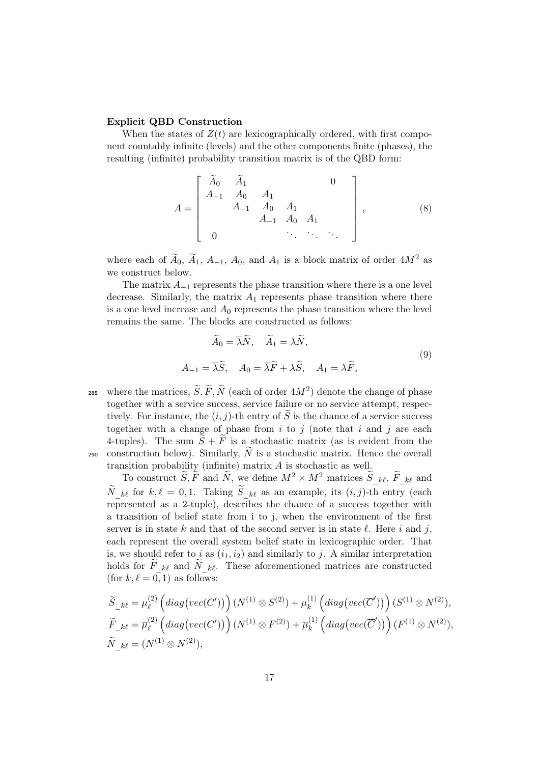**Explicit QBD Construction**

When the states of $Z(t)$ are lexicographically ordered, with first component countably infinite (levels) and the other components finite (phases), the resulting (infinite) probability transition matrix is of the QBD form:

$$
A = \begin{bmatrix} \widetilde{A}_0 & \widetilde{A}_1 & & & & 0 \\ A_{-1} & A_0 & A_1 & & & \\ & A_{-1} & A_0 & A_1 & & \\ & & A_{-1} & A_0 & A_1 & \\ 0 & & & \ddots & \ddots & \ddots \end{bmatrix}, \tag{8}
$$

where each of $\widetilde{A}_0$, $\widetilde{A}_1$, $A_{-1}$, $A_0$, and $A_1$ is a block matrix of order $4M^2$ as we construct below.

The matrix $A_{-1}$ represents the phase transition where there is a one level decrease. Similarly, the matrix $A_1$ represents phase transition where there is a one level increase and $A_0$ represents the phase transition where the level remains the same. The blocks are constructed as follows:

$$
\begin{aligned}
\widetilde{A}_0 = \overline{\lambda}\widetilde{N}, \quad \widetilde{A}_1 = \lambda\widetilde{N}, \\
A_{-1} = \overline{\lambda}\widetilde{S}, \quad A_0 = \overline{\lambda}\widetilde{F} + \lambda\widetilde{S}, \quad A_1 = \lambda\widetilde{F},
\end{aligned} \tag{9}
$$

where the matrices, $\widetilde{S}, \widetilde{F}, \widetilde{N}$ (each of order $4M^2$) denote the change of phase together with a service success, service failure or no service attempt, respectively. For instance, the $(i,j)$-th entry of $\widetilde{S}$ is the chance of a service success together with a change of phase from $i$ to $j$ (note that $i$ and $j$ are each 4-tuples). The sum $\widetilde{S} + \widetilde{F}$ is a stochastic matrix (as is evident from the construction below). Similarly, $\widetilde{N}$ is a stochastic matrix. Hence the overall transition probability (infinite) matrix $A$ is stochastic as well.

To construct $\widetilde{S}, \widetilde{F}$ and $\widetilde{N}$, we define $M^2 \times M^2$ matrices $\widetilde{S}_{\_k\ell}$, $\widetilde{F}_{\_k\ell}$ and $\widetilde{N}_{\_k\ell}$ for $k, \ell = 0, 1$. Taking $\widetilde{S}_{\_k\ell}$ as an example, its $(i,j)$-th entry (each represented as a 2-tuple), describes the chance of a success together with a transition of belief state from i to j, when the environment of the first server is in state $k$ and that of the second server is in state $\ell$. Here $i$ and $j$, each represent the overall system belief state in lexicographic order. That is, we should refer to $i$ as $(i_1, i_2)$ and similarly to $j$. A similar interpretation holds for $\widetilde{F}_{\_k\ell}$ and $\widetilde{N}_{\_k\ell}$. These aforementioned matrices are constructed (for $k, \ell = 0, 1$) as follows:

$$
\begin{aligned}
\widetilde{S}_{\_k\ell} &= \mu_\ell^{(2)} \Big(diag\big(vec(C')\big)\Big) (N^{(1)} \otimes S^{(2)}) + \mu_k^{(1)} \Big(diag\big(vec(\overline{C}')\big)\Big) (S^{(1)} \otimes N^{(2)}), \\
\widetilde{F}_{\_k\ell} &= \overline{\mu}_\ell^{(2)} \Big(diag\big(vec(C')\big)\Big) (N^{(1)} \otimes F^{(2)}) + \overline{\mu}_k^{(1)} \Big(diag\big(vec(\overline{C}')\big)\Big) (F^{(1)} \otimes N^{(2)}), \\
\widetilde{N}_{\_k\ell} &= (N^{(1)} \otimes N^{(2)}),
\end{aligned}
$$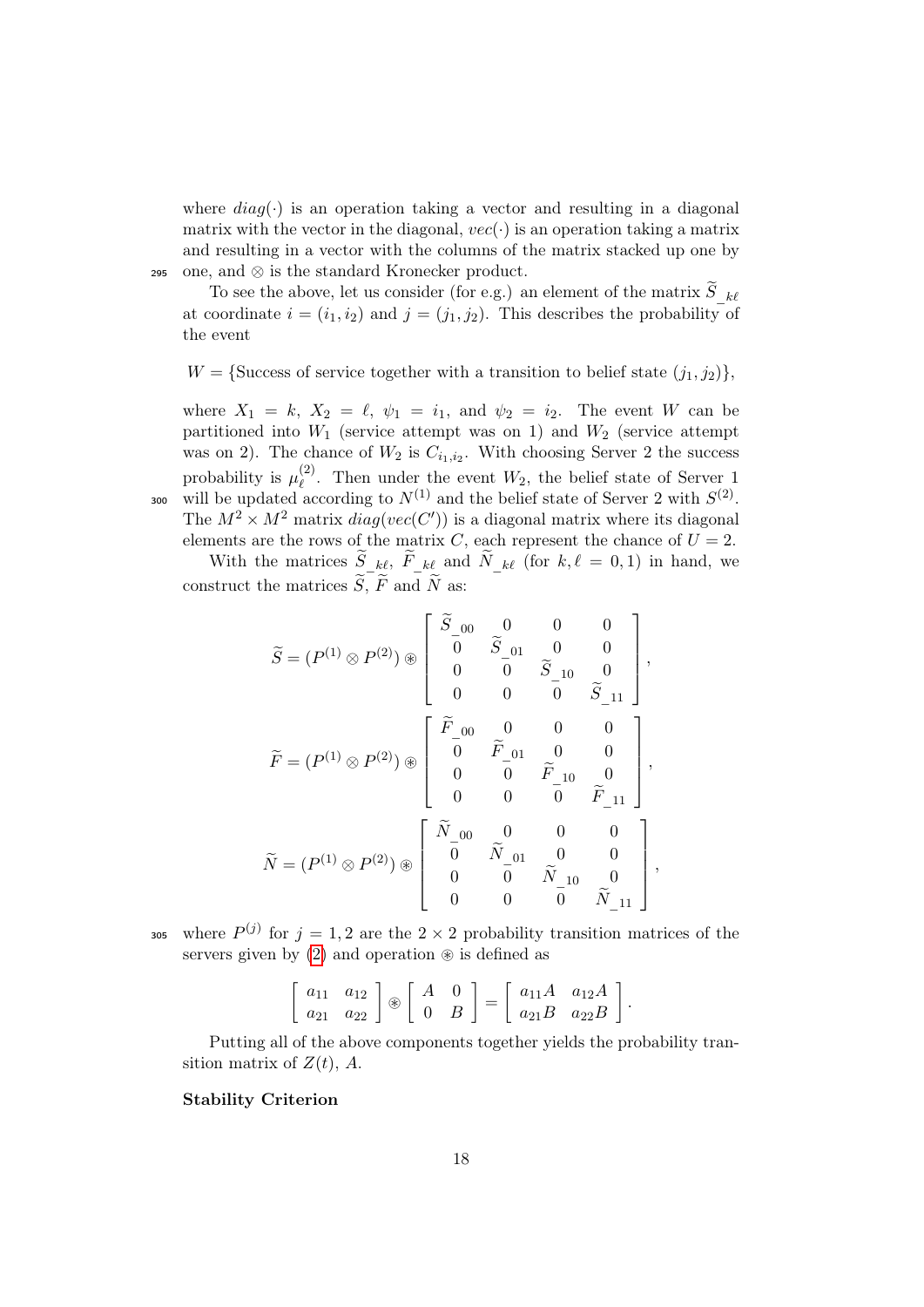where $diag(\cdot)$ is an operation taking a vector and resulting in a diagonal matrix with the vector in the diagonal, $vec(\cdot)$ is an operation taking a matrix and resulting in a vector with the columns of the matrix stacked up one by one, and $\otimes$ is the standard Kronecker product.

To see the above, let us consider (for e.g.) an element of the matrix $\widetilde{S}_{\_k\ell}$ at coordinate $i = (i_1, i_2)$ and $j = (j_1, j_2)$. This describes the probability of the event

$$W = \{\text{Success of service together with a transition to belief state } (j_1, j_2)\},$$

where $X_1 = k$, $X_2 = \ell$, $\psi_1 = i_1$, and $\psi_2 = i_2$. The event $W$ can be partitioned into $W_1$ (service attempt was on 1) and $W_2$ (service attempt was on 2). The chance of $W_2$ is $C_{i_1,i_2}$. With choosing Server 2 the success probability is $\mu_\ell^{(2)}$. Then under the event $W_2$, the belief state of Server 1 will be updated according to $N^{(1)}$ and the belief state of Server 2 with $S^{(2)}$. The $M^2 \times M^2$ matrix $diag(vec(C'))$ is a diagonal matrix where its diagonal elements are the rows of the matrix $C$, each represent the chance of $U = 2$.

With the matrices $\widetilde{S}_{\_k\ell}$, $\widetilde{F}_{\_k\ell}$ and $\widetilde{N}_{\_k\ell}$ (for $k, \ell = 0, 1$) in hand, we construct the matrices $\widetilde{S}$, $\widetilde{F}$ and $\widetilde{N}$ as:

$$\widetilde{S} = (P^{(1)} \otimes P^{(2)}) \circledast \begin{bmatrix} \widetilde{S}_{\_00} & 0 & 0 & 0 \\ 0 & \widetilde{S}_{\_01} & 0 & 0 \\ 0 & 0 & \widetilde{S}_{\_10} & 0 \\ 0 & 0 & 0 & \widetilde{S}_{\_11} \end{bmatrix},$$

$$\widetilde{F} = (P^{(1)} \otimes P^{(2)}) \circledast \begin{bmatrix} \widetilde{F}_{\_00} & 0 & 0 & 0 \\ 0 & \widetilde{F}_{\_01} & 0 & 0 \\ 0 & 0 & \widetilde{F}_{\_10} & 0 \\ 0 & 0 & 0 & \widetilde{F}_{\_11} \end{bmatrix},$$

$$\widetilde{N} = (P^{(1)} \otimes P^{(2)}) \circledast \begin{bmatrix} \widetilde{N}_{\_00} & 0 & 0 & 0 \\ 0 & \widetilde{N}_{\_01} & 0 & 0 \\ 0 & 0 & \widetilde{N}_{\_10} & 0 \\ 0 & 0 & 0 & \widetilde{N}_{\_11} \end{bmatrix},$$

where $P^{(j)}$ for $j = 1, 2$ are the $2 \times 2$ probability transition matrices of the servers given by (2) and operation $\circledast$ is defined as

$$\begin{bmatrix} a_{11} & a_{12} \\ a_{21} & a_{22} \end{bmatrix} \circledast \begin{bmatrix} A & 0 \\ 0 & B \end{bmatrix} = \begin{bmatrix} a_{11}A & a_{12}A \\ a_{21}B & a_{22}B \end{bmatrix}.$$

Putting all of the above components together yields the probability transition matrix of $Z(t)$, $A$.

**Stability Criterion**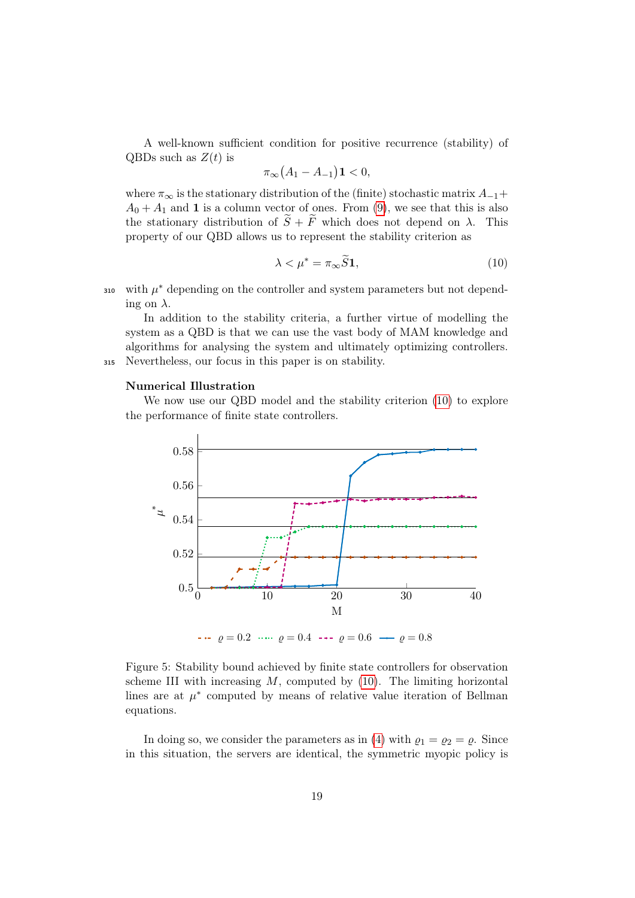A well-known sufficient condition for positive recurrence (stability) of QBDs such as $Z(t)$ is

$$\pi_\infty(A_1 - A_{-1})\mathbf{1} < 0,$$

where $\pi_\infty$ is the stationary distribution of the (finite) stochastic matrix $A_{-1} + A_0 + A_1$ and $\mathbf{1}$ is a column vector of ones. From (9), we see that this is also the stationary distribution of $\widetilde{S} + \widetilde{F}$ which does not depend on $\lambda$. This property of our QBD allows us to represent the stability criterion as

$$\lambda < \mu^* = \pi_\infty \widetilde{S}\mathbf{1}, \tag{10}$$

with $\mu^*$ depending on the controller and system parameters but not depending on $\lambda$.

In addition to the stability criteria, a further virtue of modelling the system as a QBD is that we can use the vast body of MAM knowledge and algorithms for analysing the system and ultimately optimizing controllers. Nevertheless, our focus in this paper is on stability.

**Numerical Illustration**

We now use our QBD model and the stability criterion (10) to explore the performance of finite state controllers.

Figure 5: Stability bound achieved by finite state controllers for observation scheme III with increasing $M$, computed by (10). The limiting horizontal lines are at $\mu^*$ computed by means of relative value iteration of Bellman equations.

In doing so, we consider the parameters as in (4) with $\varrho_1 = \varrho_2 = \varrho$. Since in this situation, the servers are identical, the symmetric myopic policy is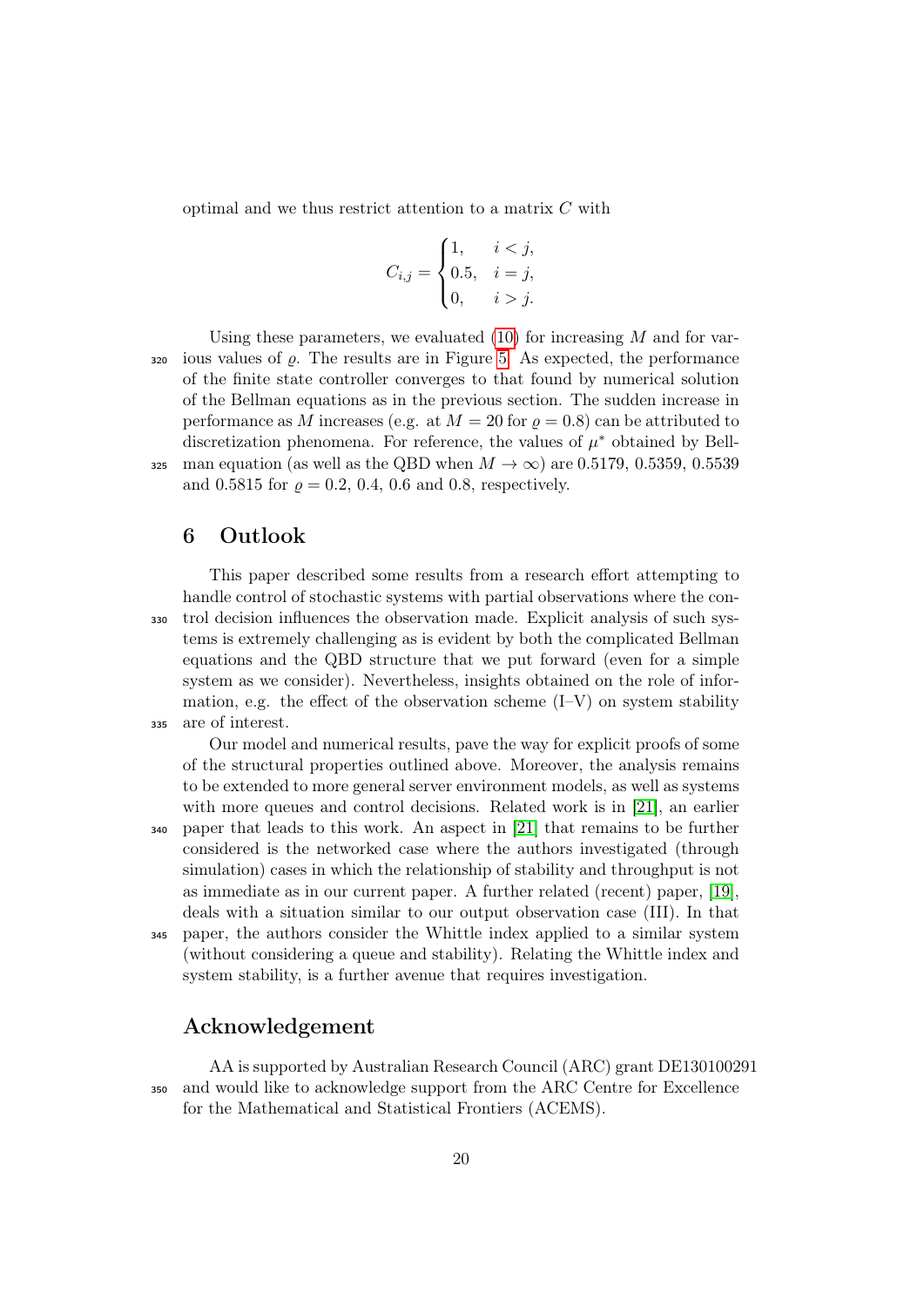optimal and we thus restrict attention to a matrix $C$ with

$$C_{i,j} = \begin{cases} 1, & i < j, \\ 0.5, & i = j, \\ 0, & i > j. \end{cases}$$

Using these parameters, we evaluated (10) for increasing $M$ and for various values of $\varrho$. The results are in Figure 5. As expected, the performance of the finite state controller converges to that found by numerical solution of the Bellman equations as in the previous section. The sudden increase in performance as $M$ increases (e.g. at $M = 20$ for $\varrho = 0.8$) can be attributed to discretization phenomena. For reference, the values of $\mu^*$ obtained by Bellman equation (as well as the QBD when $M \to \infty$) are 0.5179, 0.5359, 0.5539 and 0.5815 for $\varrho = 0.2$, 0.4, 0.6 and 0.8, respectively.

## 6 Outlook

This paper described some results from a research effort attempting to handle control of stochastic systems with partial observations where the control decision influences the observation made. Explicit analysis of such systems is extremely challenging as is evident by both the complicated Bellman equations and the QBD structure that we put forward (even for a simple system as we consider). Nevertheless, insights obtained on the role of information, e.g. the effect of the observation scheme (I–V) on system stability are of interest.

Our model and numerical results, pave the way for explicit proofs of some of the structural properties outlined above. Moreover, the analysis remains to be extended to more general server environment models, as well as systems with more queues and control decisions. Related work is in [21], an earlier paper that leads to this work. An aspect in [21] that remains to be further considered is the networked case where the authors investigated (through simulation) cases in which the relationship of stability and throughput is not as immediate as in our current paper. A further related (recent) paper, [19], deals with a situation similar to our output observation case (III). In that paper, the authors consider the Whittle index applied to a similar system (without considering a queue and stability). Relating the Whittle index and system stability, is a further avenue that requires investigation.

## Acknowledgement

AA is supported by Australian Research Council (ARC) grant DE130100291 and would like to acknowledge support from the ARC Centre for Excellence for the Mathematical and Statistical Frontiers (ACEMS).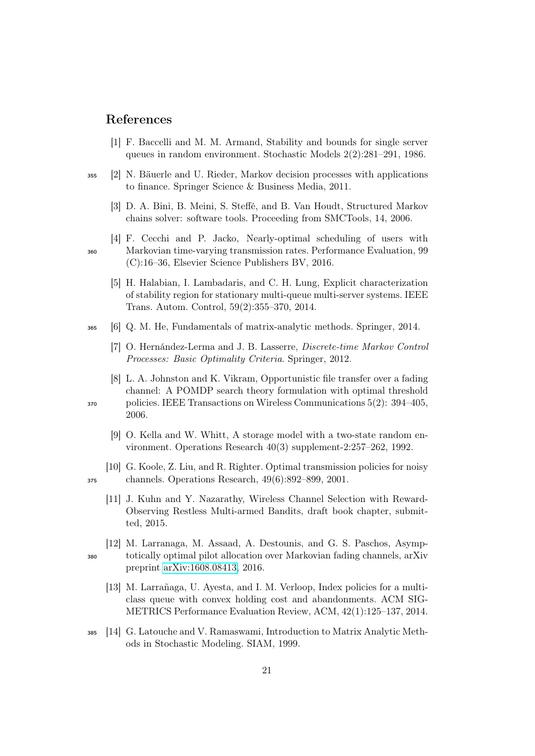## References

[1] F. Baccelli and M. M. Armand, Stability and bounds for single server queues in random environment. Stochastic Models 2(2):281–291, 1986.

[2] N. Bäuerle and U. Rieder, Markov decision processes with applications to finance. Springer Science & Business Media, 2011.

[3] D. A. Bini, B. Meini, S. Steffé, and B. Van Houdt, Structured Markov chains solver: software tools. Proceeding from SMCTools, 14, 2006.

[4] F. Cecchi and P. Jacko, Nearly-optimal scheduling of users with Markovian time-varying transmission rates. Performance Evaluation, 99 (C):16–36, Elsevier Science Publishers BV, 2016.

[5] H. Halabian, I. Lambadaris, and C. H. Lung, Explicit characterization of stability region for stationary multi-queue multi-server systems. IEEE Trans. Autom. Control, 59(2):355–370, 2014.

[6] Q. M. He, Fundamentals of matrix-analytic methods. Springer, 2014.

[7] O. Hernández-Lerma and J. B. Lasserre, *Discrete-time Markov Control Processes: Basic Optimality Criteria*. Springer, 2012.

[8] L. A. Johnston and K. Vikram, Opportunistic file transfer over a fading channel: A POMDP search theory formulation with optimal threshold policies. IEEE Transactions on Wireless Communications 5(2): 394–405, 2006.

[9] O. Kella and W. Whitt, A storage model with a two-state random environment. Operations Research 40(3) supplement-2:257–262, 1992.

[10] G. Koole, Z. Liu, and R. Righter. Optimal transmission policies for noisy channels. Operations Research, 49(6):892–899, 2001.

[11] J. Kuhn and Y. Nazarathy, Wireless Channel Selection with Reward-Observing Restless Multi-armed Bandits, draft book chapter, submitted, 2015.

[12] M. Larranaga, M. Assaad, A. Destounis, and G. S. Paschos, Asymptotically optimal pilot allocation over Markovian fading channels, arXiv preprint arXiv:1608.08413, 2016.

[13] M. Larrañaga, U. Ayesta, and I. M. Verloop, Index policies for a multi-class queue with convex holding cost and abandonments. ACM SIGMETRICS Performance Evaluation Review, ACM, 42(1):125–137, 2014.

[14] G. Latouche and V. Ramaswami, Introduction to Matrix Analytic Methods in Stochastic Modeling. SIAM, 1999.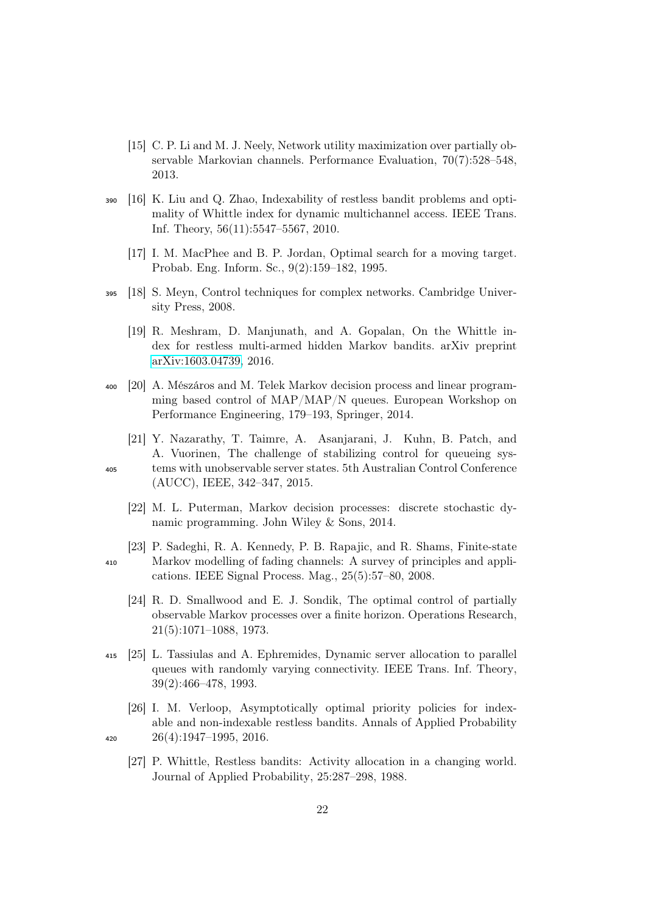[15] C. P. Li and M. J. Neely, Network utility maximization over partially observable Markovian channels. Performance Evaluation, 70(7):528–548, 2013.

[16] K. Liu and Q. Zhao, Indexability of restless bandit problems and optimality of Whittle index for dynamic multichannel access. IEEE Trans. Inf. Theory, 56(11):5547–5567, 2010.

[17] I. M. MacPhee and B. P. Jordan, Optimal search for a moving target. Probab. Eng. Inform. Sc., 9(2):159–182, 1995.

[18] S. Meyn, Control techniques for complex networks. Cambridge University Press, 2008.

[19] R. Meshram, D. Manjunath, and A. Gopalan, On the Whittle index for restless multi-armed hidden Markov bandits. arXiv preprint arXiv:1603.04739, 2016.

[20] A. Mészáros and M. Telek Markov decision process and linear programming based control of MAP/MAP/N queues. European Workshop on Performance Engineering, 179–193, Springer, 2014.

[21] Y. Nazarathy, T. Taimre, A. Asanjarani, J. Kuhn, B. Patch, and A. Vuorinen, The challenge of stabilizing control for queueing systems with unobservable server states. 5th Australian Control Conference (AUCC), IEEE, 342–347, 2015.

[22] M. L. Puterman, Markov decision processes: discrete stochastic dynamic programming. John Wiley & Sons, 2014.

[23] P. Sadeghi, R. A. Kennedy, P. B. Rapajic, and R. Shams, Finite-state Markov modelling of fading channels: A survey of principles and applications. IEEE Signal Process. Mag., 25(5):57–80, 2008.

[24] R. D. Smallwood and E. J. Sondik, The optimal control of partially observable Markov processes over a finite horizon. Operations Research, 21(5):1071–1088, 1973.

[25] L. Tassiulas and A. Ephremides, Dynamic server allocation to parallel queues with randomly varying connectivity. IEEE Trans. Inf. Theory, 39(2):466–478, 1993.

[26] I. M. Verloop, Asymptotically optimal priority policies for indexable and non-indexable restless bandits. Annals of Applied Probability 26(4):1947–1995, 2016.

[27] P. Whittle, Restless bandits: Activity allocation in a changing world. Journal of Applied Probability, 25:287–298, 1988.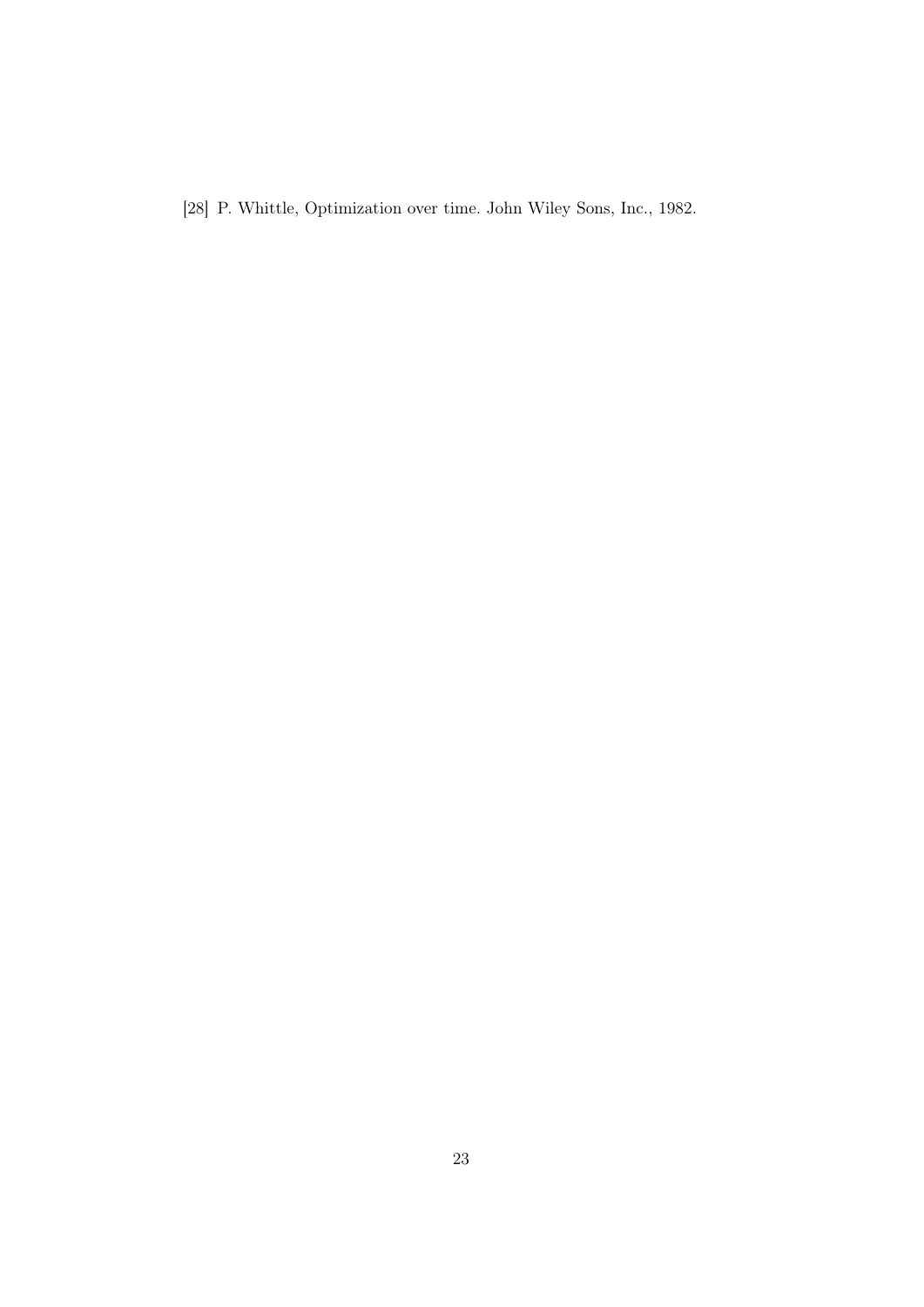[28] P. Whittle, Optimization over time. John Wiley Sons, Inc., 1982.